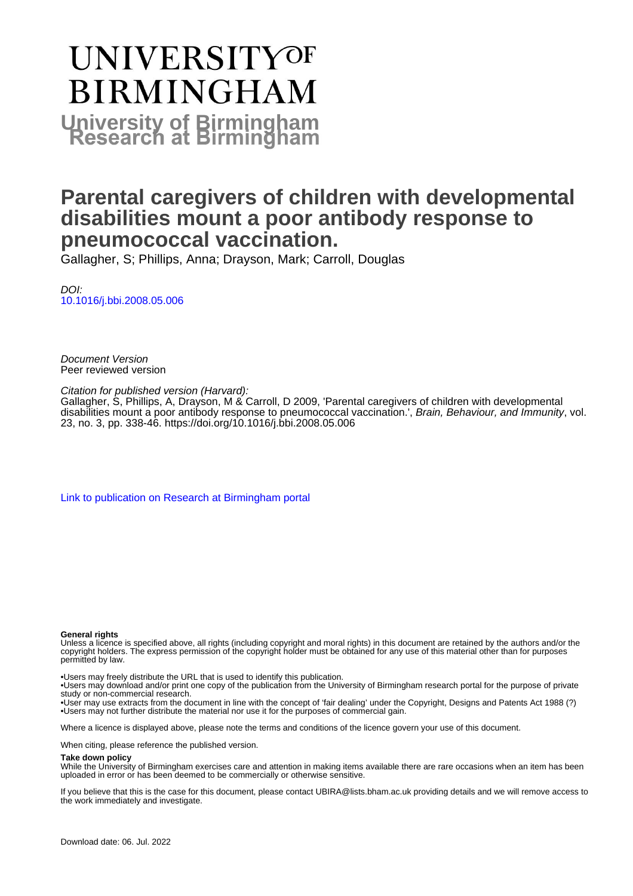# UNIVERSITY OF BIRMINGHAM

## University of Birmingham Research at Birmingham

# Parental caregivers of children with developmental disabilities mount a poor antibody response to pneumococcal vaccination.

Gallagher, S; Phillips, Anna; Drayson, Mark; Carroll, Douglas

*DOI:*
10.1016/j.bbi.2008.05.006

*Document Version*
Peer reviewed version

*Citation for published version (Harvard):*
Gallagher, S, Phillips, A, Drayson, M & Carroll, D 2009, 'Parental caregivers of children with developmental disabilities mount a poor antibody response to pneumococcal vaccination.', *Brain, Behaviour, and Immunity*, vol. 23, no. 3, pp. 338-46. https://doi.org/10.1016/j.bbi.2008.05.006

Link to publication on Research at Birmingham portal

**General rights**
Unless a licence is specified above, all rights (including copyright and moral rights) in this document are retained by the authors and/or the copyright holders. The express permission of the copyright holder must be obtained for any use of this material other than for purposes permitted by law.

•Users may freely distribute the URL that is used to identify this publication.
•Users may download and/or print one copy of the publication from the University of Birmingham research portal for the purpose of private study or non-commercial research.
•Users may use extracts from the document in line with the concept of 'fair dealing' under the Copyright, Designs and Patents Act 1988 (?)
•Users may not further distribute the material nor use it for the purposes of commercial gain.

Where a licence is displayed above, please note the terms and conditions of the licence govern your use of this document.

When citing, please reference the published version.

**Take down policy**
While the University of Birmingham exercises care and attention in making items available there are rare occasions when an item has been uploaded in error or has been deemed to be commercially or otherwise sensitive.

If you believe that this is the case for this document, please contact UBIRA@lists.bham.ac.uk providing details and we will remove access to the work immediately and investigate.

Download date: 06. Jul. 2022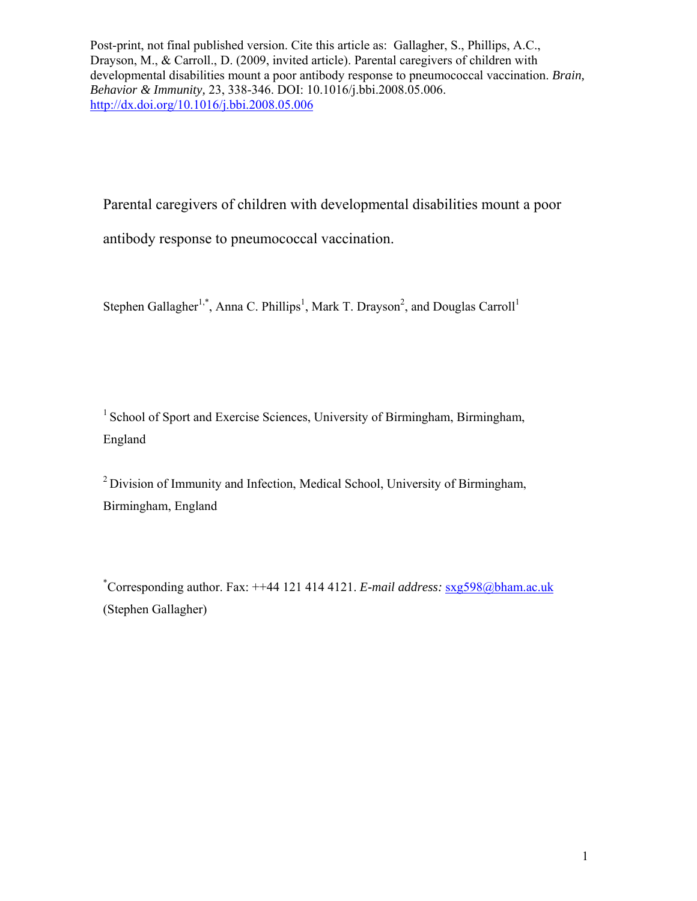Post-print, not final published version. Cite this article as: Gallagher, S., Phillips, A.C., Drayson, M., & Carroll., D. (2009, invited article). Parental caregivers of children with developmental disabilities mount a poor antibody response to pneumococcal vaccination. *Brain, Behavior & Immunity,* 23, 338-346. DOI: 10.1016/j.bbi.2008.05.006. http://dx.doi.org/10.1016/j.bbi.2008.05.006

# Parental caregivers of children with developmental disabilities mount a poor antibody response to pneumococcal vaccination.

Stephen Gallagher[1,*], Anna C. Phillips[1], Mark T. Drayson[2], and Douglas Carroll[1]

[1] School of Sport and Exercise Sciences, University of Birmingham, Birmingham, England

[2] Division of Immunity and Infection, Medical School, University of Birmingham, Birmingham, England

[*]Corresponding author. Fax: ++44 121 414 4121. *E-mail address:* sxg598@bham.ac.uk (Stephen Gallagher)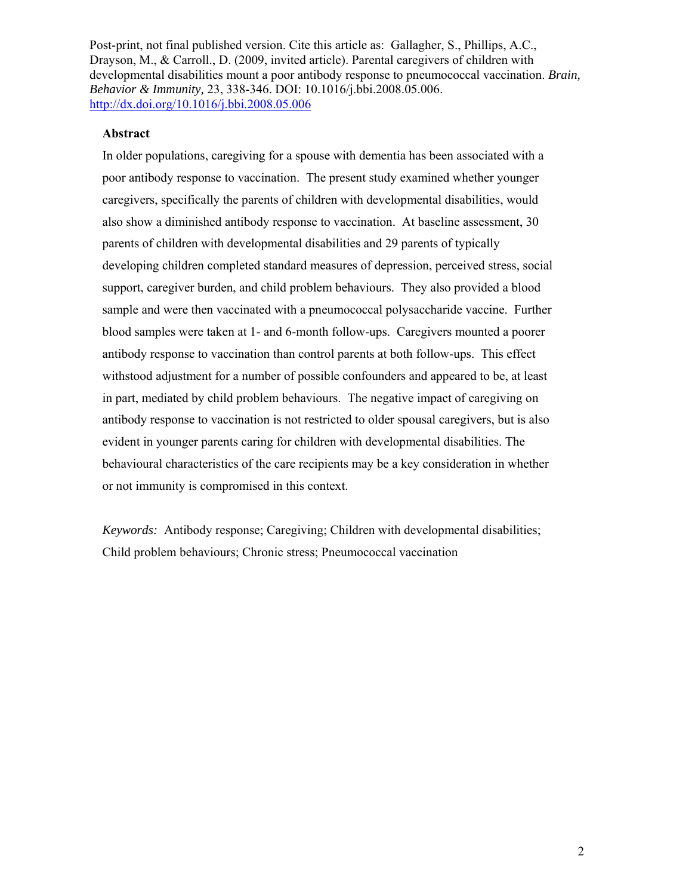Post-print, not final published version. Cite this article as: Gallagher, S., Phillips, A.C., Drayson, M., & Carroll., D. (2009, invited article). Parental caregivers of children with developmental disabilities mount a poor antibody response to pneumococcal vaccination. *Brain, Behavior & Immunity,* 23, 338-346. DOI: 10.1016/j.bbi.2008.05.006. http://dx.doi.org/10.1016/j.bbi.2008.05.006

**Abstract**

In older populations, caregiving for a spouse with dementia has been associated with a poor antibody response to vaccination. The present study examined whether younger caregivers, specifically the parents of children with developmental disabilities, would also show a diminished antibody response to vaccination. At baseline assessment, 30 parents of children with developmental disabilities and 29 parents of typically developing children completed standard measures of depression, perceived stress, social support, caregiver burden, and child problem behaviours. They also provided a blood sample and were then vaccinated with a pneumococcal polysaccharide vaccine. Further blood samples were taken at 1- and 6-month follow-ups. Caregivers mounted a poorer antibody response to vaccination than control parents at both follow-ups. This effect withstood adjustment for a number of possible confounders and appeared to be, at least in part, mediated by child problem behaviours. The negative impact of caregiving on antibody response to vaccination is not restricted to older spousal caregivers, but is also evident in younger parents caring for children with developmental disabilities. The behavioural characteristics of the care recipients may be a key consideration in whether or not immunity is compromised in this context.

*Keywords:* Antibody response; Caregiving; Children with developmental disabilities; Child problem behaviours; Chronic stress; Pneumococcal vaccination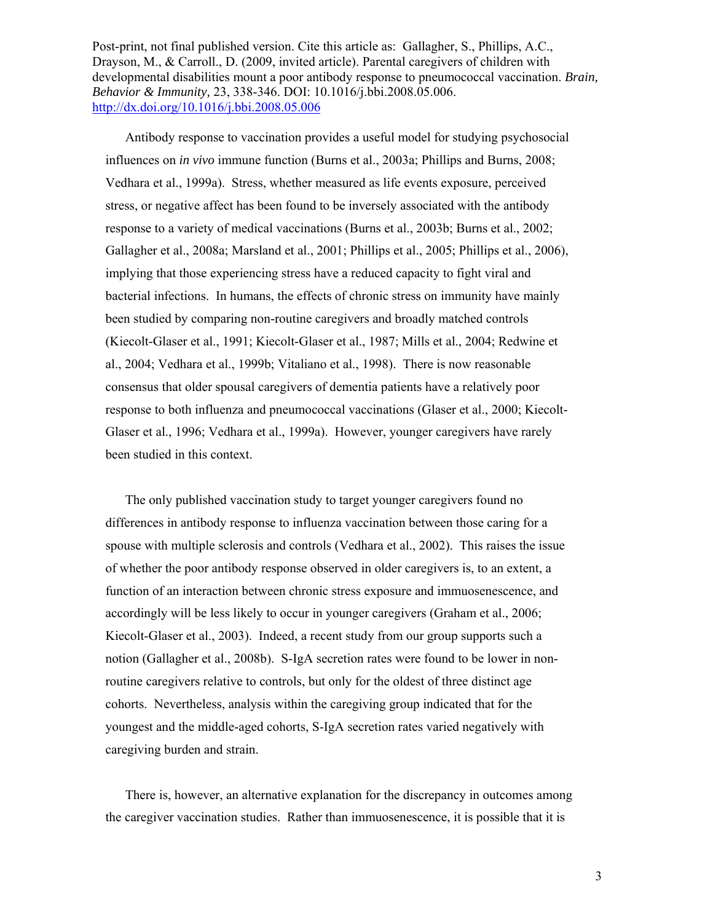Post-print, not final published version. Cite this article as: Gallagher, S., Phillips, A.C., Drayson, M., & Carroll., D. (2009, invited article). Parental caregivers of children with developmental disabilities mount a poor antibody response to pneumococcal vaccination. *Brain, Behavior & Immunity,* 23, 338-346. DOI: 10.1016/j.bbi.2008.05.006. http://dx.doi.org/10.1016/j.bbi.2008.05.006

Antibody response to vaccination provides a useful model for studying psychosocial influences on *in vivo* immune function (Burns et al., 2003a; Phillips and Burns, 2008; Vedhara et al., 1999a). Stress, whether measured as life events exposure, perceived stress, or negative affect has been found to be inversely associated with the antibody response to a variety of medical vaccinations (Burns et al., 2003b; Burns et al., 2002; Gallagher et al., 2008a; Marsland et al., 2001; Phillips et al., 2005; Phillips et al., 2006), implying that those experiencing stress have a reduced capacity to fight viral and bacterial infections. In humans, the effects of chronic stress on immunity have mainly been studied by comparing non-routine caregivers and broadly matched controls (Kiecolt-Glaser et al., 1991; Kiecolt-Glaser et al., 1987; Mills et al., 2004; Redwine et al., 2004; Vedhara et al., 1999b; Vitaliano et al., 1998). There is now reasonable consensus that older spousal caregivers of dementia patients have a relatively poor response to both influenza and pneumococcal vaccinations (Glaser et al., 2000; Kiecolt-Glaser et al., 1996; Vedhara et al., 1999a). However, younger caregivers have rarely been studied in this context.

The only published vaccination study to target younger caregivers found no differences in antibody response to influenza vaccination between those caring for a spouse with multiple sclerosis and controls (Vedhara et al., 2002). This raises the issue of whether the poor antibody response observed in older caregivers is, to an extent, a function of an interaction between chronic stress exposure and immuosenescence, and accordingly will be less likely to occur in younger caregivers (Graham et al., 2006; Kiecolt-Glaser et al., 2003). Indeed, a recent study from our group supports such a notion (Gallagher et al., 2008b). S-IgA secretion rates were found to be lower in non-routine caregivers relative to controls, but only for the oldest of three distinct age cohorts. Nevertheless, analysis within the caregiving group indicated that for the youngest and the middle-aged cohorts, S-IgA secretion rates varied negatively with caregiving burden and strain.

There is, however, an alternative explanation for the discrepancy in outcomes among the caregiver vaccination studies. Rather than immuosenescence, it is possible that it is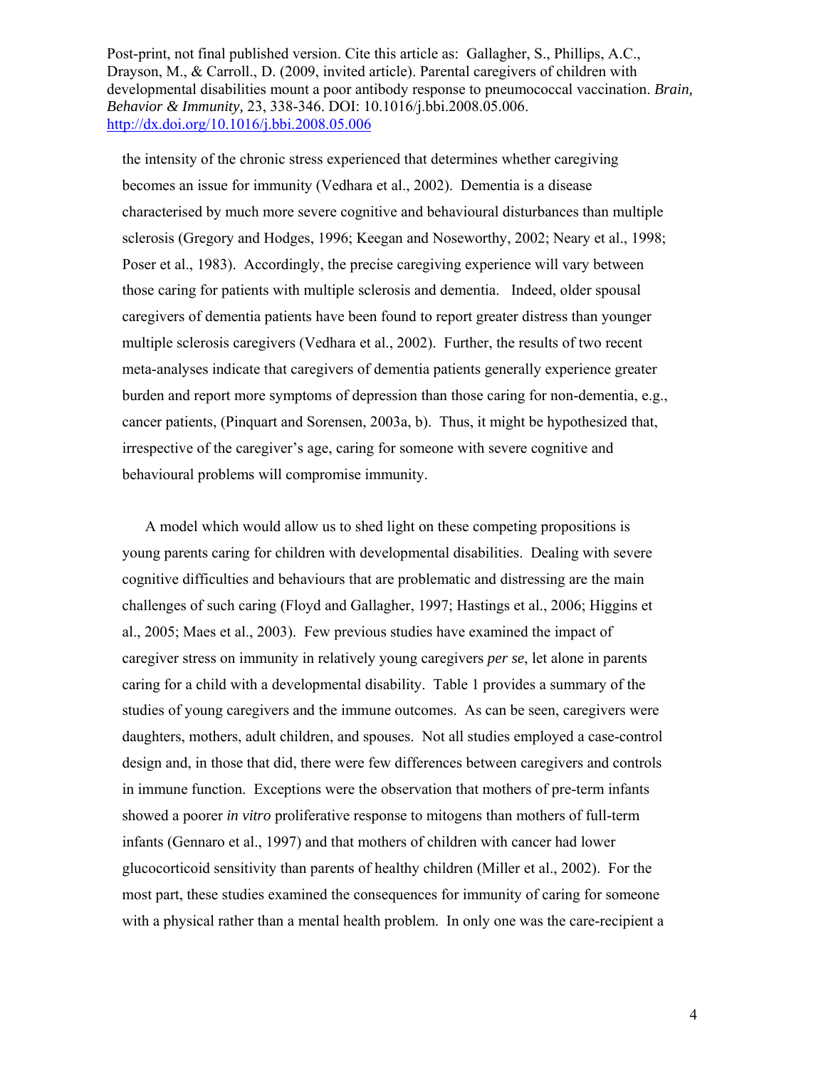the intensity of the chronic stress experienced that determines whether caregiving becomes an issue for immunity (Vedhara et al., 2002). Dementia is a disease characterised by much more severe cognitive and behavioural disturbances than multiple sclerosis (Gregory and Hodges, 1996; Keegan and Noseworthy, 2002; Neary et al., 1998; Poser et al., 1983). Accordingly, the precise caregiving experience will vary between those caring for patients with multiple sclerosis and dementia. Indeed, older spousal caregivers of dementia patients have been found to report greater distress than younger multiple sclerosis caregivers (Vedhara et al., 2002). Further, the results of two recent meta-analyses indicate that caregivers of dementia patients generally experience greater burden and report more symptoms of depression than those caring for non-dementia, e.g., cancer patients, (Pinquart and Sorensen, 2003a, b). Thus, it might be hypothesized that, irrespective of the caregiver's age, caring for someone with severe cognitive and behavioural problems will compromise immunity.

A model which would allow us to shed light on these competing propositions is young parents caring for children with developmental disabilities. Dealing with severe cognitive difficulties and behaviours that are problematic and distressing are the main challenges of such caring (Floyd and Gallagher, 1997; Hastings et al., 2006; Higgins et al., 2005; Maes et al., 2003). Few previous studies have examined the impact of caregiver stress on immunity in relatively young caregivers *per se*, let alone in parents caring for a child with a developmental disability. Table 1 provides a summary of the studies of young caregivers and the immune outcomes. As can be seen, caregivers were daughters, mothers, adult children, and spouses. Not all studies employed a case-control design and, in those that did, there were few differences between caregivers and controls in immune function. Exceptions were the observation that mothers of pre-term infants showed a poorer *in vitro* proliferative response to mitogens than mothers of full-term infants (Gennaro et al., 1997) and that mothers of children with cancer had lower glucocorticoid sensitivity than parents of healthy children (Miller et al., 2002). For the most part, these studies examined the consequences for immunity of caring for someone with a physical rather than a mental health problem. In only one was the care-recipient a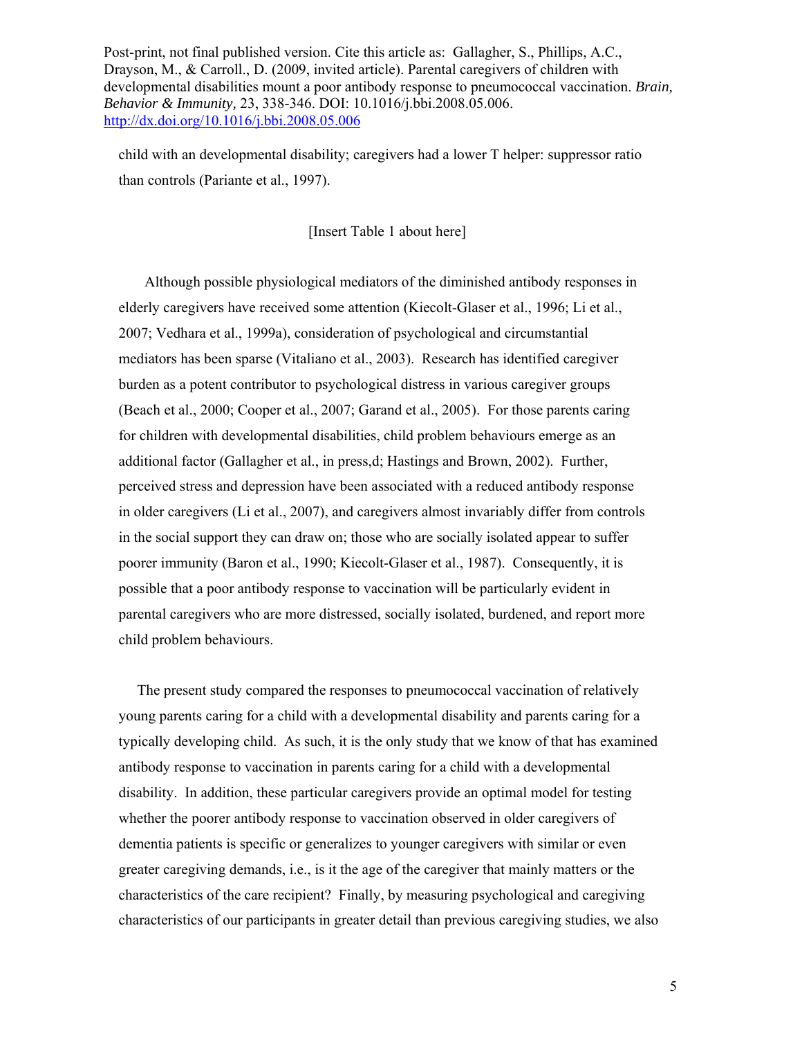child with an developmental disability; caregivers had a lower T helper: suppressor ratio than controls (Pariante et al., 1997).

[Insert Table 1 about here]

Although possible physiological mediators of the diminished antibody responses in elderly caregivers have received some attention (Kiecolt-Glaser et al., 1996; Li et al., 2007; Vedhara et al., 1999a), consideration of psychological and circumstantial mediators has been sparse (Vitaliano et al., 2003). Research has identified caregiver burden as a potent contributor to psychological distress in various caregiver groups (Beach et al., 2000; Cooper et al., 2007; Garand et al., 2005). For those parents caring for children with developmental disabilities, child problem behaviours emerge as an additional factor (Gallagher et al., in press,d; Hastings and Brown, 2002). Further, perceived stress and depression have been associated with a reduced antibody response in older caregivers (Li et al., 2007), and caregivers almost invariably differ from controls in the social support they can draw on; those who are socially isolated appear to suffer poorer immunity (Baron et al., 1990; Kiecolt-Glaser et al., 1987). Consequently, it is possible that a poor antibody response to vaccination will be particularly evident in parental caregivers who are more distressed, socially isolated, burdened, and report more child problem behaviours.

The present study compared the responses to pneumococcal vaccination of relatively young parents caring for a child with a developmental disability and parents caring for a typically developing child. As such, it is the only study that we know of that has examined antibody response to vaccination in parents caring for a child with a developmental disability. In addition, these particular caregivers provide an optimal model for testing whether the poorer antibody response to vaccination observed in older caregivers of dementia patients is specific or generalizes to younger caregivers with similar or even greater caregiving demands, i.e., is it the age of the caregiver that mainly matters or the characteristics of the care recipient? Finally, by measuring psychological and caregiving characteristics of our participants in greater detail than previous caregiving studies, we also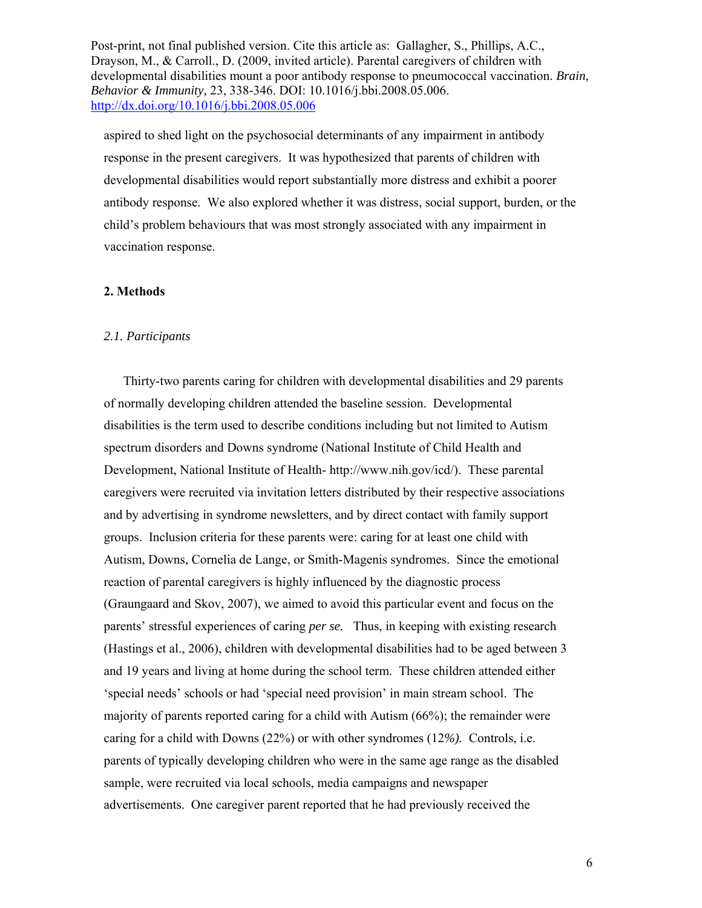aspired to shed light on the psychosocial determinants of any impairment in antibody response in the present caregivers. It was hypothesized that parents of children with developmental disabilities would report substantially more distress and exhibit a poorer antibody response. We also explored whether it was distress, social support, burden, or the child's problem behaviours that was most strongly associated with any impairment in vaccination response.

## 2. Methods

### *2.1. Participants*

Thirty-two parents caring for children with developmental disabilities and 29 parents of normally developing children attended the baseline session. Developmental disabilities is the term used to describe conditions including but not limited to Autism spectrum disorders and Downs syndrome (National Institute of Child Health and Development, National Institute of Health- http://www.nih.gov/icd/). These parental caregivers were recruited via invitation letters distributed by their respective associations and by advertising in syndrome newsletters, and by direct contact with family support groups. Inclusion criteria for these parents were: caring for at least one child with Autism, Downs, Cornelia de Lange, or Smith-Magenis syndromes. Since the emotional reaction of parental caregivers is highly influenced by the diagnostic process (Graungaard and Skov, 2007), we aimed to avoid this particular event and focus on the parents' stressful experiences of caring *per se.* Thus, in keeping with existing research (Hastings et al., 2006), children with developmental disabilities had to be aged between 3 and 19 years and living at home during the school term. These children attended either 'special needs' schools or had 'special need provision' in main stream school. The majority of parents reported caring for a child with Autism (66%); the remainder were caring for a child with Downs (22%) or with other syndromes (12*%).* Controls, i.e. parents of typically developing children who were in the same age range as the disabled sample, were recruited via local schools, media campaigns and newspaper advertisements. One caregiver parent reported that he had previously received the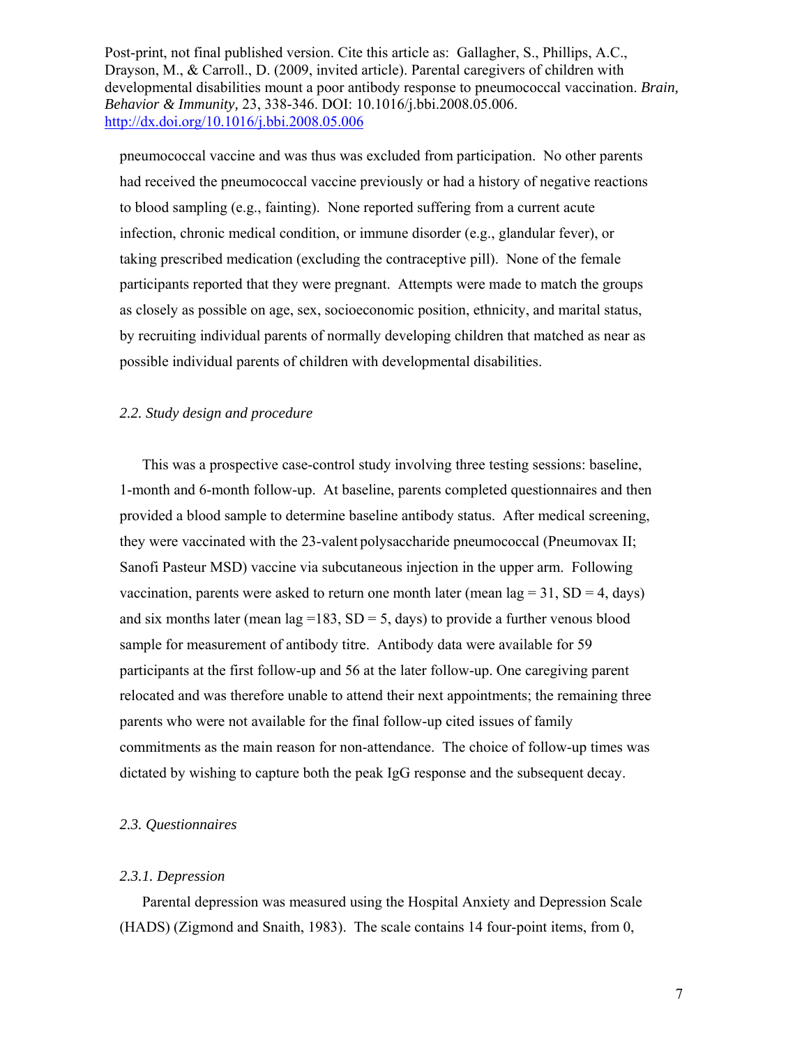pneumococcal vaccine and was thus was excluded from participation. No other parents had received the pneumococcal vaccine previously or had a history of negative reactions to blood sampling (e.g., fainting). None reported suffering from a current acute infection, chronic medical condition, or immune disorder (e.g., glandular fever), or taking prescribed medication (excluding the contraceptive pill). None of the female participants reported that they were pregnant. Attempts were made to match the groups as closely as possible on age, sex, socioeconomic position, ethnicity, and marital status, by recruiting individual parents of normally developing children that matched as near as possible individual parents of children with developmental disabilities.

### *2.2. Study design and procedure*

This was a prospective case-control study involving three testing sessions: baseline, 1-month and 6-month follow-up. At baseline, parents completed questionnaires and then provided a blood sample to determine baseline antibody status. After medical screening, they were vaccinated with the 23-valent polysaccharide pneumococcal (Pneumovax II; Sanofi Pasteur MSD) vaccine via subcutaneous injection in the upper arm. Following vaccination, parents were asked to return one month later (mean lag = 31, SD = 4, days) and six months later (mean lag =183, SD = 5, days) to provide a further venous blood sample for measurement of antibody titre. Antibody data were available for 59 participants at the first follow-up and 56 at the later follow-up. One caregiving parent relocated and was therefore unable to attend their next appointments; the remaining three parents who were not available for the final follow-up cited issues of family commitments as the main reason for non-attendance. The choice of follow-up times was dictated by wishing to capture both the peak IgG response and the subsequent decay.

### *2.3. Questionnaires*

#### *2.3.1. Depression*

Parental depression was measured using the Hospital Anxiety and Depression Scale (HADS) (Zigmond and Snaith, 1983). The scale contains 14 four-point items, from 0,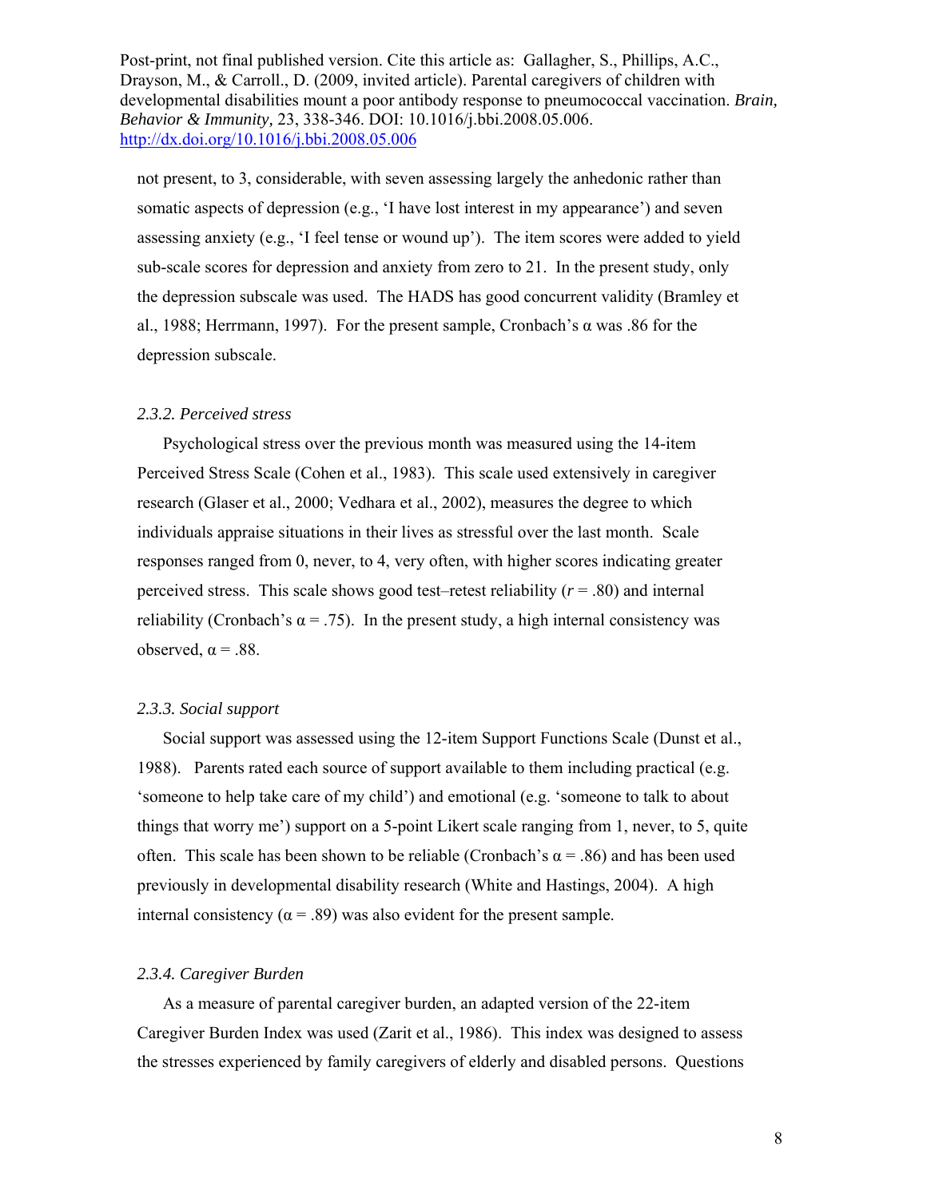not present, to 3, considerable, with seven assessing largely the anhedonic rather than somatic aspects of depression (e.g., 'I have lost interest in my appearance') and seven assessing anxiety (e.g., 'I feel tense or wound up'). The item scores were added to yield sub-scale scores for depression and anxiety from zero to 21. In the present study, only the depression subscale was used. The HADS has good concurrent validity (Bramley et al., 1988; Herrmann, 1997). For the present sample, Cronbach's α was .86 for the depression subscale.

### *2.3.2. Perceived stress*

Psychological stress over the previous month was measured using the 14-item Perceived Stress Scale (Cohen et al., 1983). This scale used extensively in caregiver research (Glaser et al., 2000; Vedhara et al., 2002), measures the degree to which individuals appraise situations in their lives as stressful over the last month. Scale responses ranged from 0, never, to 4, very often, with higher scores indicating greater perceived stress. This scale shows good test–retest reliability ($r$ = .80) and internal reliability (Cronbach's α = .75). In the present study, a high internal consistency was observed, α = .88.

### *2.3.3. Social support*

Social support was assessed using the 12-item Support Functions Scale (Dunst et al., 1988). Parents rated each source of support available to them including practical (e.g. 'someone to help take care of my child') and emotional (e.g. 'someone to talk to about things that worry me') support on a 5-point Likert scale ranging from 1, never, to 5, quite often. This scale has been shown to be reliable (Cronbach's α = .86) and has been used previously in developmental disability research (White and Hastings, 2004). A high internal consistency (α = .89) was also evident for the present sample.

### *2.3.4. Caregiver Burden*

As a measure of parental caregiver burden, an adapted version of the 22-item Caregiver Burden Index was used (Zarit et al., 1986). This index was designed to assess the stresses experienced by family caregivers of elderly and disabled persons. Questions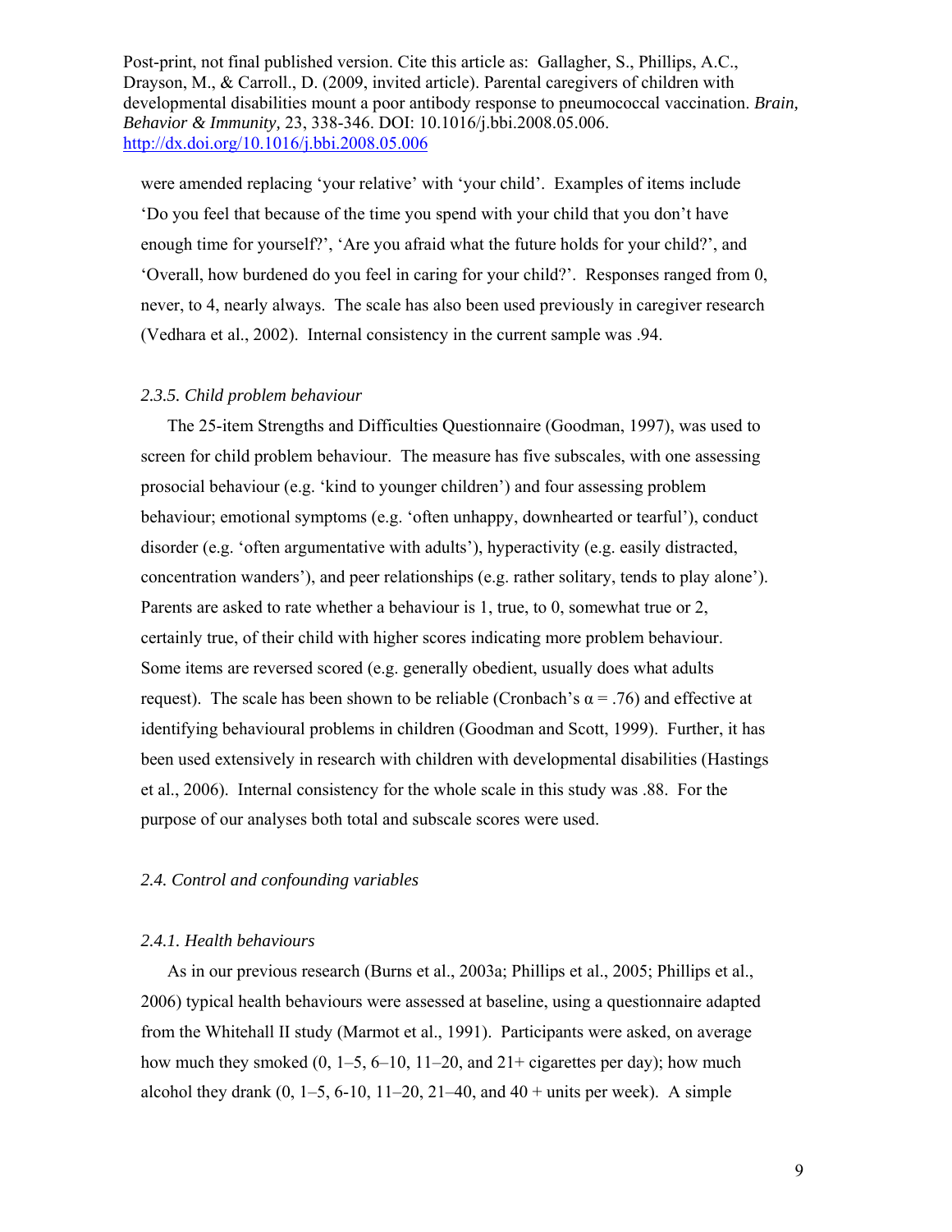were amended replacing 'your relative' with 'your child'. Examples of items include 'Do you feel that because of the time you spend with your child that you don't have enough time for yourself?', 'Are you afraid what the future holds for your child?', and 'Overall, how burdened do you feel in caring for your child?'. Responses ranged from 0, never, to 4, nearly always. The scale has also been used previously in caregiver research (Vedhara et al., 2002). Internal consistency in the current sample was .94.

*2.3.5. Child problem behaviour*

The 25-item Strengths and Difficulties Questionnaire (Goodman, 1997), was used to screen for child problem behaviour. The measure has five subscales, with one assessing prosocial behaviour (e.g. 'kind to younger children') and four assessing problem behaviour; emotional symptoms (e.g. 'often unhappy, downhearted or tearful'), conduct disorder (e.g. 'often argumentative with adults'), hyperactivity (e.g. easily distracted, concentration wanders'), and peer relationships (e.g. rather solitary, tends to play alone'). Parents are asked to rate whether a behaviour is 1, true, to 0, somewhat true or 2, certainly true, of their child with higher scores indicating more problem behaviour. Some items are reversed scored (e.g. generally obedient, usually does what adults request). The scale has been shown to be reliable (Cronbach's $\alpha = .76$) and effective at identifying behavioural problems in children (Goodman and Scott, 1999). Further, it has been used extensively in research with children with developmental disabilities (Hastings et al., 2006). Internal consistency for the whole scale in this study was .88. For the purpose of our analyses both total and subscale scores were used.

*2.4. Control and confounding variables*

*2.4.1. Health behaviours*

As in our previous research (Burns et al., 2003a; Phillips et al., 2005; Phillips et al., 2006) typical health behaviours were assessed at baseline, using a questionnaire adapted from the Whitehall II study (Marmot et al., 1991). Participants were asked, on average how much they smoked (0, 1–5, 6–10, 11–20, and 21+ cigarettes per day); how much alcohol they drank (0, 1–5, 6-10, 11–20, 21–40, and 40 + units per week). A simple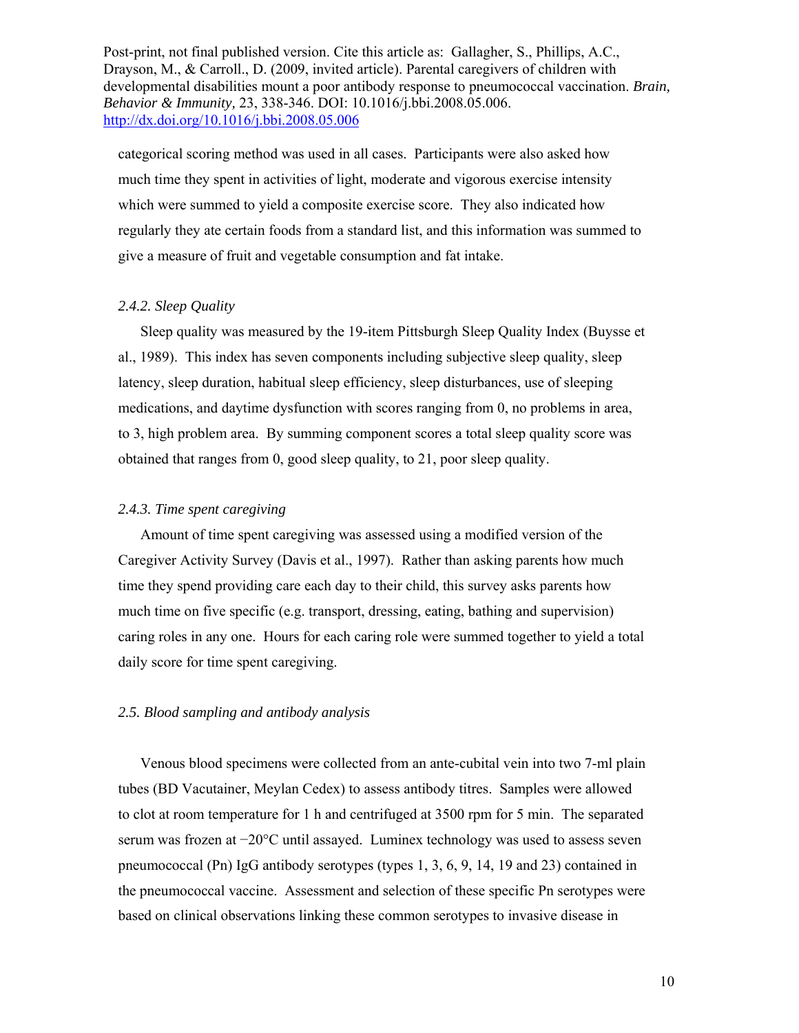categorical scoring method was used in all cases. Participants were also asked how much time they spent in activities of light, moderate and vigorous exercise intensity which were summed to yield a composite exercise score. They also indicated how regularly they ate certain foods from a standard list, and this information was summed to give a measure of fruit and vegetable consumption and fat intake.

### *2.4.2. Sleep Quality*

Sleep quality was measured by the 19-item Pittsburgh Sleep Quality Index (Buysse et al., 1989). This index has seven components including subjective sleep quality, sleep latency, sleep duration, habitual sleep efficiency, sleep disturbances, use of sleeping medications, and daytime dysfunction with scores ranging from 0, no problems in area, to 3, high problem area. By summing component scores a total sleep quality score was obtained that ranges from 0, good sleep quality, to 21, poor sleep quality.

### *2.4.3. Time spent caregiving*

Amount of time spent caregiving was assessed using a modified version of the Caregiver Activity Survey (Davis et al., 1997). Rather than asking parents how much time they spend providing care each day to their child, this survey asks parents how much time on five specific (e.g. transport, dressing, eating, bathing and supervision) caring roles in any one. Hours for each caring role were summed together to yield a total daily score for time spent caregiving.

### *2.5. Blood sampling and antibody analysis*

Venous blood specimens were collected from an ante-cubital vein into two 7-ml plain tubes (BD Vacutainer, Meylan Cedex) to assess antibody titres. Samples were allowed to clot at room temperature for 1 h and centrifuged at 3500 rpm for 5 min. The separated serum was frozen at −20°C until assayed. Luminex technology was used to assess seven pneumococcal (Pn) IgG antibody serotypes (types 1, 3, 6, 9, 14, 19 and 23) contained in the pneumococcal vaccine. Assessment and selection of these specific Pn serotypes were based on clinical observations linking these common serotypes to invasive disease in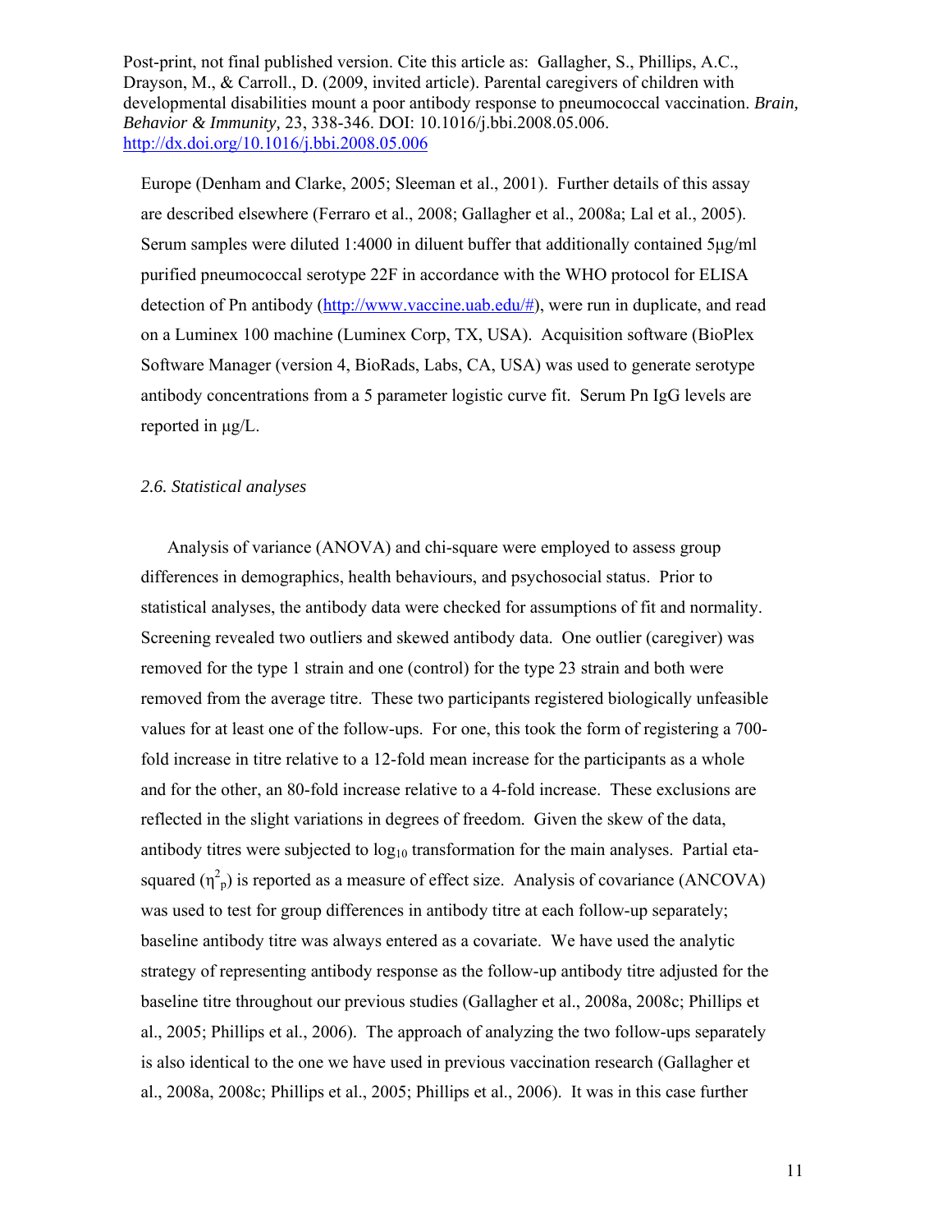Europe (Denham and Clarke, 2005; Sleeman et al., 2001). Further details of this assay are described elsewhere (Ferraro et al., 2008; Gallagher et al., 2008a; Lal et al., 2005). Serum samples were diluted 1:4000 in diluent buffer that additionally contained 5µg/ml purified pneumococcal serotype 22F in accordance with the WHO protocol for ELISA detection of Pn antibody (http://www.vaccine.uab.edu/#), were run in duplicate, and read on a Luminex 100 machine (Luminex Corp, TX, USA). Acquisition software (BioPlex Software Manager (version 4, BioRads, Labs, CA, USA) was used to generate serotype antibody concentrations from a 5 parameter logistic curve fit. Serum Pn IgG levels are reported in µg/L.

*2.6. Statistical analyses*

Analysis of variance (ANOVA) and chi-square were employed to assess group differences in demographics, health behaviours, and psychosocial status. Prior to statistical analyses, the antibody data were checked for assumptions of fit and normality. Screening revealed two outliers and skewed antibody data. One outlier (caregiver) was removed for the type 1 strain and one (control) for the type 23 strain and both were removed from the average titre. These two participants registered biologically unfeasible values for at least one of the follow-ups. For one, this took the form of registering a 700-fold increase in titre relative to a 12-fold mean increase for the participants as a whole and for the other, an 80-fold increase relative to a 4-fold increase. These exclusions are reflected in the slight variations in degrees of freedom. Given the skew of the data, antibody titres were subjected to $\log_{10}$ transformation for the main analyses. Partial eta-squared ($\eta^2_p$) is reported as a measure of effect size. Analysis of covariance (ANCOVA) was used to test for group differences in antibody titre at each follow-up separately; baseline antibody titre was always entered as a covariate. We have used the analytic strategy of representing antibody response as the follow-up antibody titre adjusted for the baseline titre throughout our previous studies (Gallagher et al., 2008a, 2008c; Phillips et al., 2005; Phillips et al., 2006). The approach of analyzing the two follow-ups separately is also identical to the one we have used in previous vaccination research (Gallagher et al., 2008a, 2008c; Phillips et al., 2005; Phillips et al., 2006). It was in this case further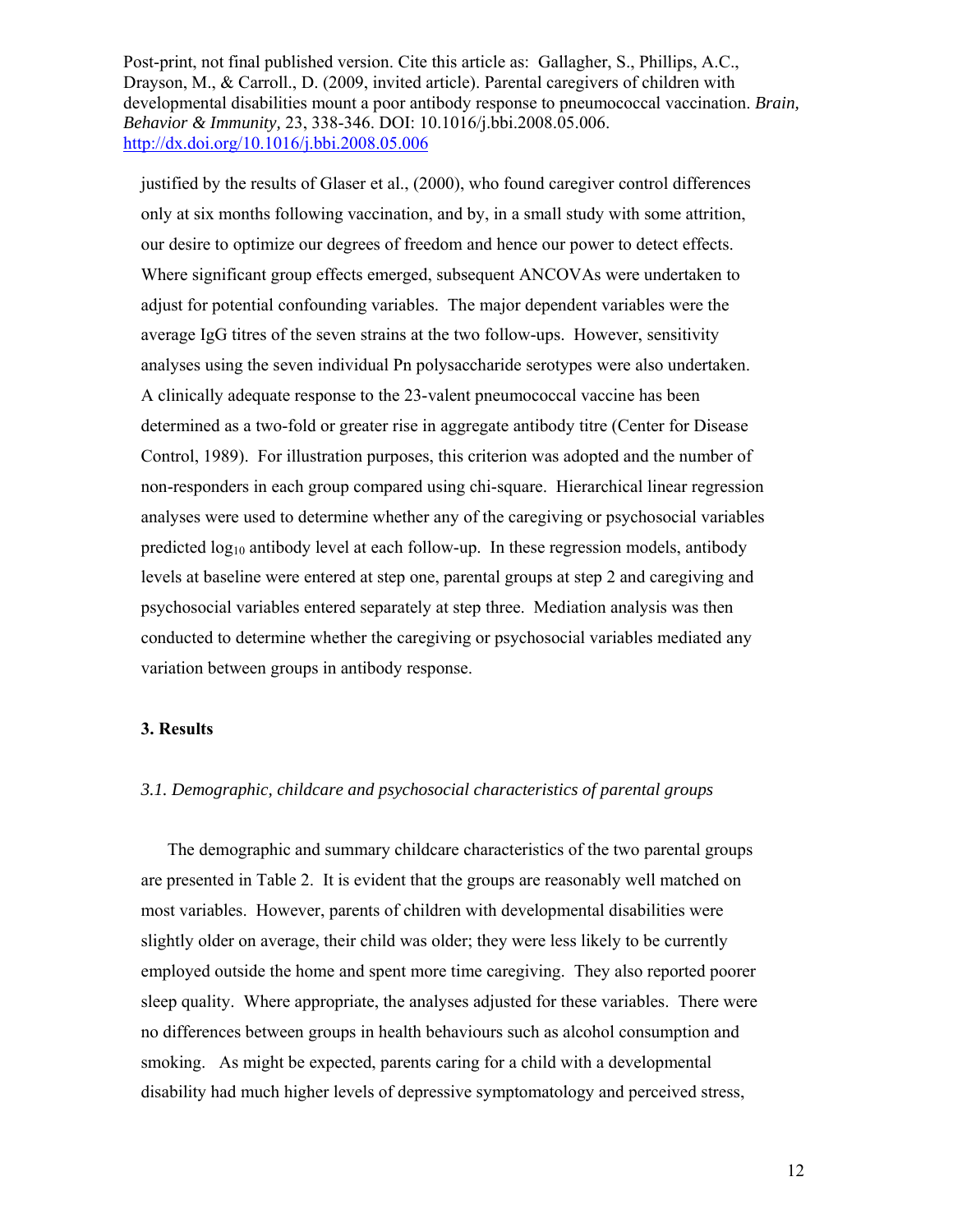justified by the results of Glaser et al., (2000), who found caregiver control differences only at six months following vaccination, and by, in a small study with some attrition, our desire to optimize our degrees of freedom and hence our power to detect effects. Where significant group effects emerged, subsequent ANCOVAs were undertaken to adjust for potential confounding variables. The major dependent variables were the average IgG titres of the seven strains at the two follow-ups. However, sensitivity analyses using the seven individual Pn polysaccharide serotypes were also undertaken. A clinically adequate response to the 23-valent pneumococcal vaccine has been determined as a two-fold or greater rise in aggregate antibody titre (Center for Disease Control, 1989). For illustration purposes, this criterion was adopted and the number of non-responders in each group compared using chi-square. Hierarchical linear regression analyses were used to determine whether any of the caregiving or psychosocial variables predicted $\log_{10}$ antibody level at each follow-up. In these regression models, antibody levels at baseline were entered at step one, parental groups at step 2 and caregiving and psychosocial variables entered separately at step three. Mediation analysis was then conducted to determine whether the caregiving or psychosocial variables mediated any variation between groups in antibody response.

## 3. Results

### *3.1. Demographic, childcare and psychosocial characteristics of parental groups*

The demographic and summary childcare characteristics of the two parental groups are presented in Table 2. It is evident that the groups are reasonably well matched on most variables. However, parents of children with developmental disabilities were slightly older on average, their child was older; they were less likely to be currently employed outside the home and spent more time caregiving. They also reported poorer sleep quality. Where appropriate, the analyses adjusted for these variables. There were no differences between groups in health behaviours such as alcohol consumption and smoking. As might be expected, parents caring for a child with a developmental disability had much higher levels of depressive symptomatology and perceived stress,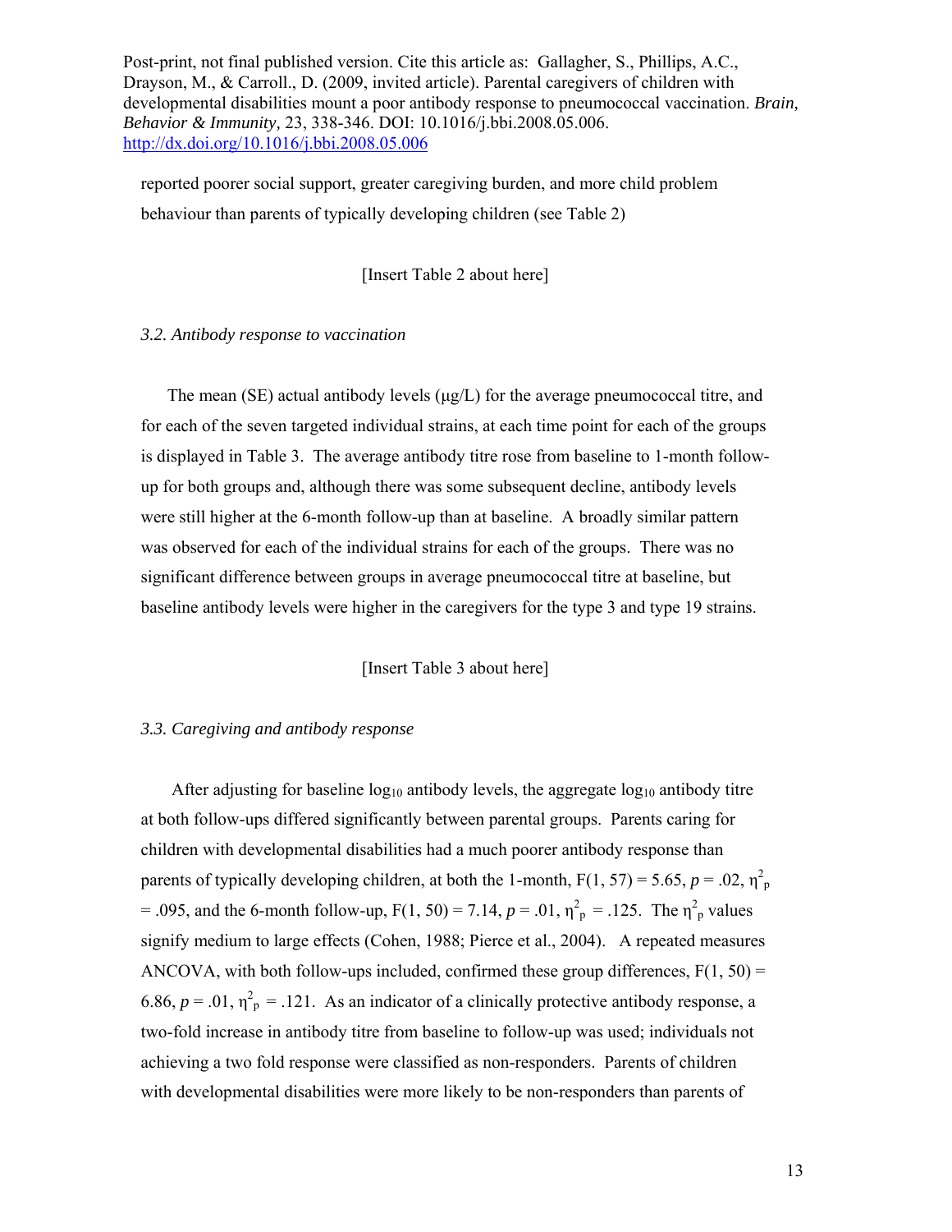reported poorer social support, greater caregiving burden, and more child problem behaviour than parents of typically developing children (see Table 2)

[Insert Table 2 about here]

### *3.2. Antibody response to vaccination*

The mean (SE) actual antibody levels (μg/L) for the average pneumococcal titre, and for each of the seven targeted individual strains, at each time point for each of the groups is displayed in Table 3. The average antibody titre rose from baseline to 1-month follow-up for both groups and, although there was some subsequent decline, antibody levels were still higher at the 6-month follow-up than at baseline. A broadly similar pattern was observed for each of the individual strains for each of the groups. There was no significant difference between groups in average pneumococcal titre at baseline, but baseline antibody levels were higher in the caregivers for the type 3 and type 19 strains.

[Insert Table 3 about here]

### *3.3. Caregiving and antibody response*

After adjusting for baseline $\log_{10}$ antibody levels, the aggregate $\log_{10}$ antibody titre at both follow-ups differed significantly between parental groups. Parents caring for children with developmental disabilities had a much poorer antibody response than parents of typically developing children, at both the 1-month, $F(1, 57) = 5.65$, $p = .02$, $\eta^2_p = .095$, and the 6-month follow-up, $F(1, 50) = 7.14$, $p = .01$, $\eta^2_p = .125$. The $\eta^2_p$ values signify medium to large effects (Cohen, 1988; Pierce et al., 2004). A repeated measures ANCOVA, with both follow-ups included, confirmed these group differences, $F(1, 50) = 6.86$, $p = .01$, $\eta^2_p = .121$. As an indicator of a clinically protective antibody response, a two-fold increase in antibody titre from baseline to follow-up was used; individuals not achieving a two fold response were classified as non-responders. Parents of children with developmental disabilities were more likely to be non-responders than parents of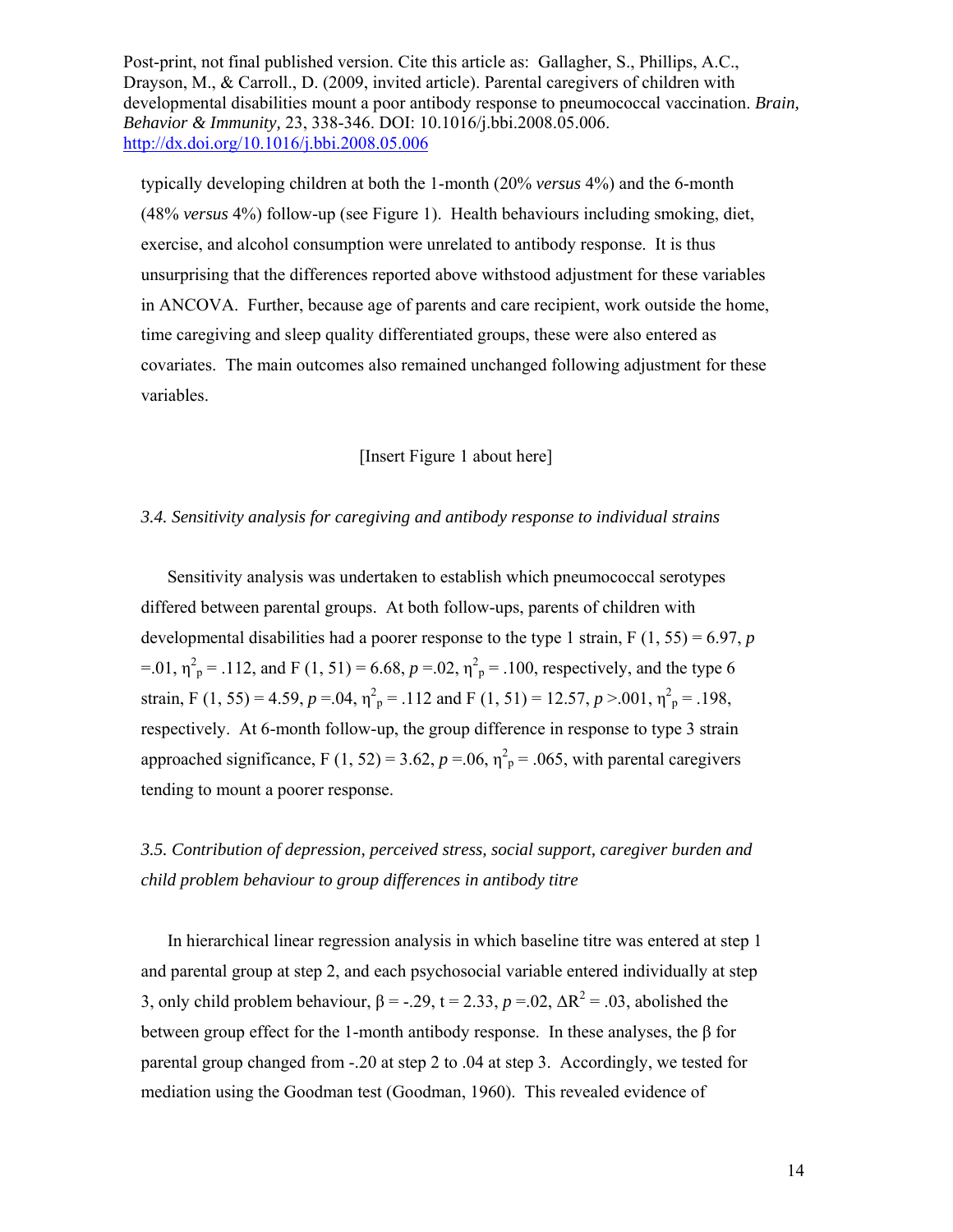typically developing children at both the 1-month (20% *versus* 4%) and the 6-month (48% *versus* 4%) follow-up (see Figure 1). Health behaviours including smoking, diet, exercise, and alcohol consumption were unrelated to antibody response. It is thus unsurprising that the differences reported above withstood adjustment for these variables in ANCOVA. Further, because age of parents and care recipient, work outside the home, time caregiving and sleep quality differentiated groups, these were also entered as covariates. The main outcomes also remained unchanged following adjustment for these variables.

[Insert Figure 1 about here]

### *3.4. Sensitivity analysis for caregiving and antibody response to individual strains*

Sensitivity analysis was undertaken to establish which pneumococcal serotypes differed between parental groups. At both follow-ups, parents of children with developmental disabilities had a poorer response to the type 1 strain, $F(1, 55) = 6.97$, $p = .01$, $\eta^2_p = .112$, and $F(1, 51) = 6.68$, $p = .02$, $\eta^2_p = .100$, respectively, and the type 6 strain, $F(1, 55) = 4.59$, $p = .04$, $\eta^2_p = .112$ and $F(1, 51) = 12.57$, $p > .001$, $\eta^2_p = .198$, respectively. At 6-month follow-up, the group difference in response to type 3 strain approached significance, $F(1, 52) = 3.62$, $p = .06$, $\eta^2_p = .065$, with parental caregivers tending to mount a poorer response.

### *3.5. Contribution of depression, perceived stress, social support, caregiver burden and child problem behaviour to group differences in antibody titre*

In hierarchical linear regression analysis in which baseline titre was entered at step 1 and parental group at step 2, and each psychosocial variable entered individually at step 3, only child problem behaviour, $\beta = -.29$, $t = 2.33$, $p = .02$, $\Delta R^2 = .03$, abolished the between group effect for the 1-month antibody response. In these analyses, the $\beta$ for parental group changed from -.20 at step 2 to .04 at step 3. Accordingly, we tested for mediation using the Goodman test (Goodman, 1960). This revealed evidence of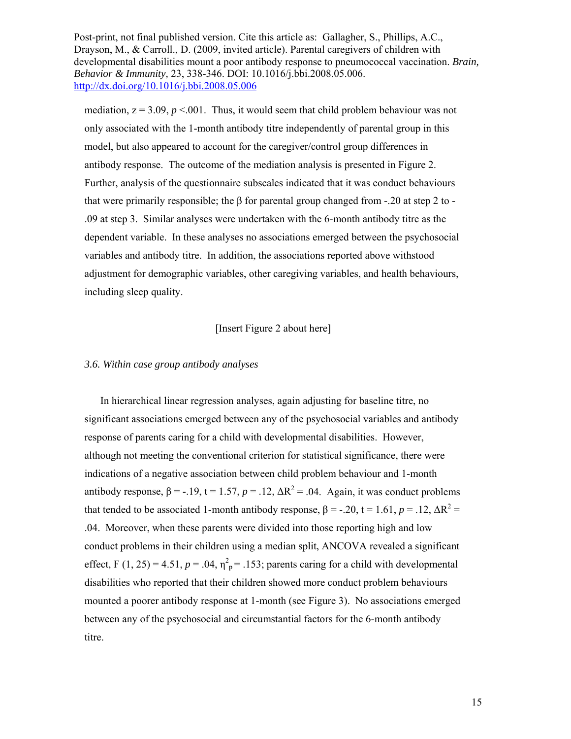mediation, $z = 3.09$, $p < .001$. Thus, it would seem that child problem behaviour was not only associated with the 1-month antibody titre independently of parental group in this model, but also appeared to account for the caregiver/control group differences in antibody response. The outcome of the mediation analysis is presented in Figure 2. Further, analysis of the questionnaire subscales indicated that it was conduct behaviours that were primarily responsible; the $\beta$ for parental group changed from -.20 at step 2 to -.09 at step 3. Similar analyses were undertaken with the 6-month antibody titre as the dependent variable. In these analyses no associations emerged between the psychosocial variables and antibody titre. In addition, the associations reported above withstood adjustment for demographic variables, other caregiving variables, and health behaviours, including sleep quality.

[Insert Figure 2 about here]

### *3.6. Within case group antibody analyses*

In hierarchical linear regression analyses, again adjusting for baseline titre, no significant associations emerged between any of the psychosocial variables and antibody response of parents caring for a child with developmental disabilities. However, although not meeting the conventional criterion for statistical significance, there were indications of a negative association between child problem behaviour and 1-month antibody response, $\beta = -.19$, $t = 1.57$, $p = .12$, $\Delta R^2 = .04$. Again, it was conduct problems that tended to be associated 1-month antibody response, $\beta = -.20$, $t = 1.61$, $p = .12$, $\Delta R^2 = .04$. Moreover, when these parents were divided into those reporting high and low conduct problems in their children using a median split, ANCOVA revealed a significant effect, $F\ (1, 25) = 4.51$, $p = .04$, $\eta^2_p = .153$; parents caring for a child with developmental disabilities who reported that their children showed more conduct problem behaviours mounted a poorer antibody response at 1-month (see Figure 3). No associations emerged between any of the psychosocial and circumstantial factors for the 6-month antibody titre.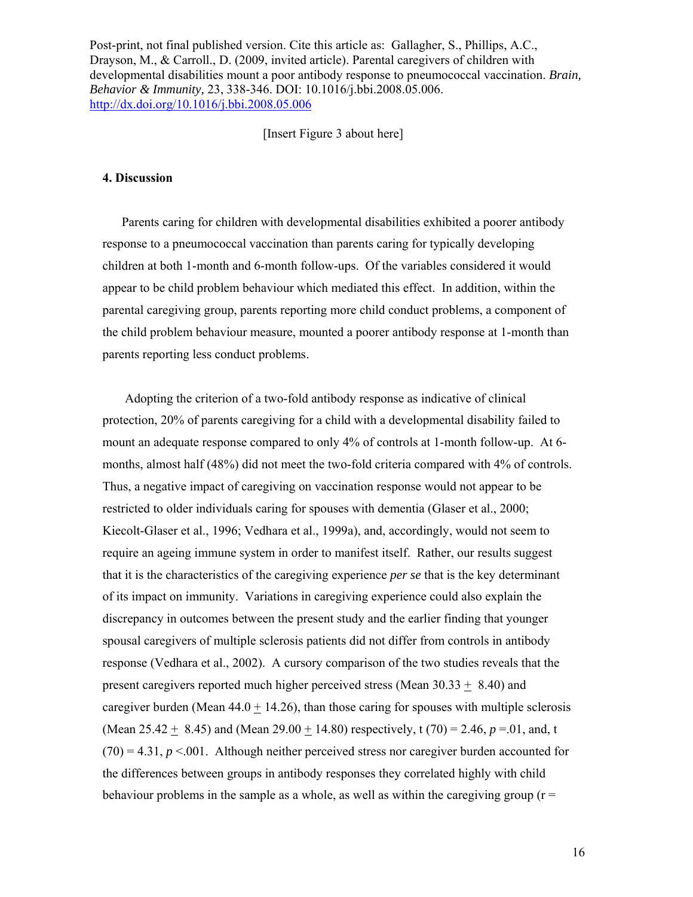[Insert Figure 3 about here]

## 4. Discussion

Parents caring for children with developmental disabilities exhibited a poorer antibody response to a pneumococcal vaccination than parents caring for typically developing children at both 1-month and 6-month follow-ups. Of the variables considered it would appear to be child problem behaviour which mediated this effect. In addition, within the parental caregiving group, parents reporting more child conduct problems, a component of the child problem behaviour measure, mounted a poorer antibody response at 1-month than parents reporting less conduct problems.

Adopting the criterion of a two-fold antibody response as indicative of clinical protection, 20% of parents caregiving for a child with a developmental disability failed to mount an adequate response compared to only 4% of controls at 1-month follow-up. At 6-months, almost half (48%) did not meet the two-fold criteria compared with 4% of controls. Thus, a negative impact of caregiving on vaccination response would not appear to be restricted to older individuals caring for spouses with dementia (Glaser et al., 2000; Kiecolt-Glaser et al., 1996; Vedhara et al., 1999a), and, accordingly, would not seem to require an ageing immune system in order to manifest itself. Rather, our results suggest that it is the characteristics of the caregiving experience *per se* that is the key determinant of its impact on immunity. Variations in caregiving experience could also explain the discrepancy in outcomes between the present study and the earlier finding that younger spousal caregivers of multiple sclerosis patients did not differ from controls in antibody response (Vedhara et al., 2002). A cursory comparison of the two studies reveals that the present caregivers reported much higher perceived stress (Mean 30.33 $\pm$ 8.40) and caregiver burden (Mean 44.0 $\pm$ 14.26), than those caring for spouses with multiple sclerosis (Mean 25.42 $\pm$ 8.45) and (Mean 29.00 $\pm$ 14.80) respectively, $t(70) = 2.46$, $p = .01$, and, $t(70) = 4.31$, $p < .001$. Although neither perceived stress nor caregiver burden accounted for the differences between groups in antibody responses they correlated highly with child behaviour problems in the sample as a whole, as well as within the caregiving group (r =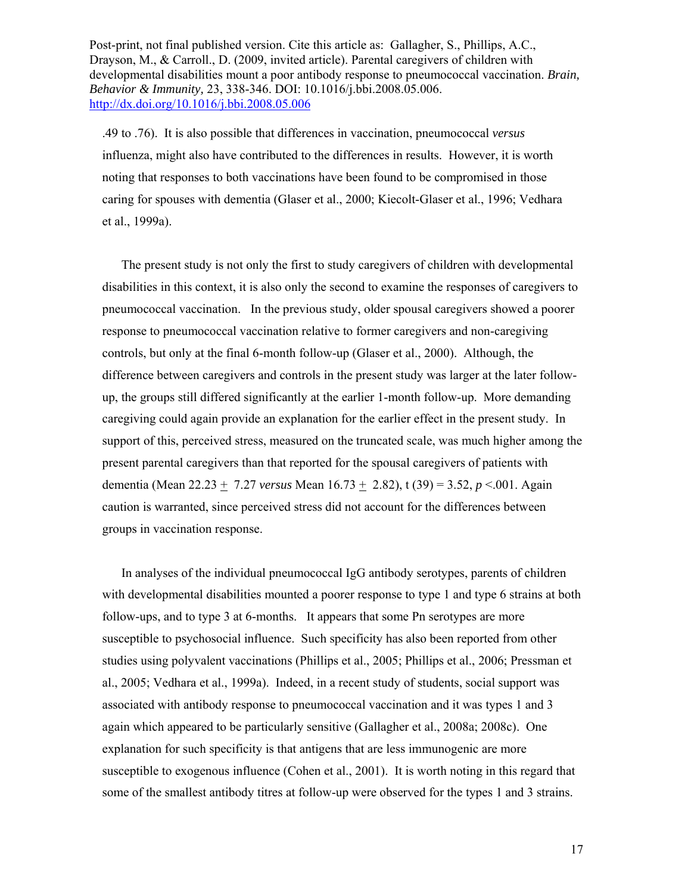.49 to .76). It is also possible that differences in vaccination, pneumococcal *versus* influenza, might also have contributed to the differences in results. However, it is worth noting that responses to both vaccinations have been found to be compromised in those caring for spouses with dementia (Glaser et al., 2000; Kiecolt-Glaser et al., 1996; Vedhara et al., 1999a).

The present study is not only the first to study caregivers of children with developmental disabilities in this context, it is also only the second to examine the responses of caregivers to pneumococcal vaccination. In the previous study, older spousal caregivers showed a poorer response to pneumococcal vaccination relative to former caregivers and non-caregiving controls, but only at the final 6-month follow-up (Glaser et al., 2000). Although, the difference between caregivers and controls in the present study was larger at the later follow-up, the groups still differed significantly at the earlier 1-month follow-up. More demanding caregiving could again provide an explanation for the earlier effect in the present study. In support of this, perceived stress, measured on the truncated scale, was much higher among the present parental caregivers than that reported for the spousal caregivers of patients with dementia (Mean 22.23 $\pm$ 7.27 *versus* Mean 16.73 $\pm$ 2.82), $t(39) = 3.52$, $p < .001$. Again caution is warranted, since perceived stress did not account for the differences between groups in vaccination response.

In analyses of the individual pneumococcal IgG antibody serotypes, parents of children with developmental disabilities mounted a poorer response to type 1 and type 6 strains at both follow-ups, and to type 3 at 6-months. It appears that some Pn serotypes are more susceptible to psychosocial influence. Such specificity has also been reported from other studies using polyvalent vaccinations (Phillips et al., 2005; Phillips et al., 2006; Pressman et al., 2005; Vedhara et al., 1999a). Indeed, in a recent study of students, social support was associated with antibody response to pneumococcal vaccination and it was types 1 and 3 again which appeared to be particularly sensitive (Gallagher et al., 2008a; 2008c). One explanation for such specificity is that antigens that are less immunogenic are more susceptible to exogenous influence (Cohen et al., 2001). It is worth noting in this regard that some of the smallest antibody titres at follow-up were observed for the types 1 and 3 strains.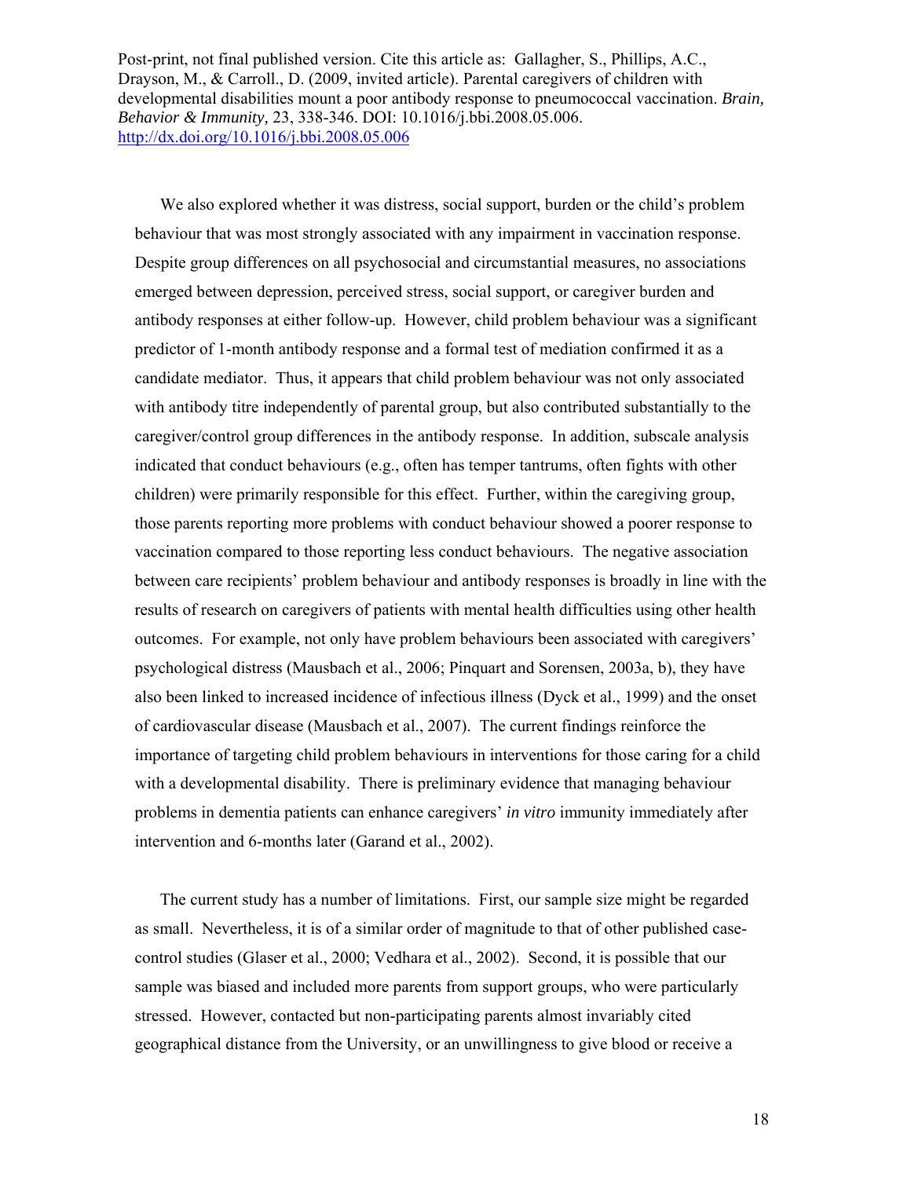We also explored whether it was distress, social support, burden or the child's problem behaviour that was most strongly associated with any impairment in vaccination response. Despite group differences on all psychosocial and circumstantial measures, no associations emerged between depression, perceived stress, social support, or caregiver burden and antibody responses at either follow-up. However, child problem behaviour was a significant predictor of 1-month antibody response and a formal test of mediation confirmed it as a candidate mediator. Thus, it appears that child problem behaviour was not only associated with antibody titre independently of parental group, but also contributed substantially to the caregiver/control group differences in the antibody response. In addition, subscale analysis indicated that conduct behaviours (e.g., often has temper tantrums, often fights with other children) were primarily responsible for this effect. Further, within the caregiving group, those parents reporting more problems with conduct behaviour showed a poorer response to vaccination compared to those reporting less conduct behaviours. The negative association between care recipients' problem behaviour and antibody responses is broadly in line with the results of research on caregivers of patients with mental health difficulties using other health outcomes. For example, not only have problem behaviours been associated with caregivers' psychological distress (Mausbach et al., 2006; Pinquart and Sorensen, 2003a, b), they have also been linked to increased incidence of infectious illness (Dyck et al., 1999) and the onset of cardiovascular disease (Mausbach et al., 2007). The current findings reinforce the importance of targeting child problem behaviours in interventions for those caring for a child with a developmental disability. There is preliminary evidence that managing behaviour problems in dementia patients can enhance caregivers' *in vitro* immunity immediately after intervention and 6-months later (Garand et al., 2002).

The current study has a number of limitations. First, our sample size might be regarded as small. Nevertheless, it is of a similar order of magnitude to that of other published case-control studies (Glaser et al., 2000; Vedhara et al., 2002). Second, it is possible that our sample was biased and included more parents from support groups, who were particularly stressed. However, contacted but non-participating parents almost invariably cited geographical distance from the University, or an unwillingness to give blood or receive a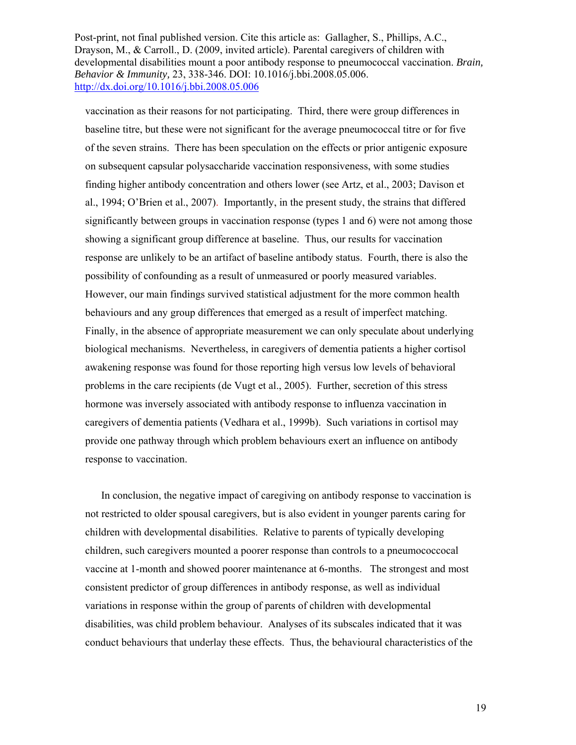vaccination as their reasons for not participating. Third, there were group differences in baseline titre, but these were not significant for the average pneumococcal titre or for five of the seven strains. There has been speculation on the effects or prior antigenic exposure on subsequent capsular polysaccharide vaccination responsiveness, with some studies finding higher antibody concentration and others lower (see Artz, et al., 2003; Davison et al., 1994; O'Brien et al., 2007). Importantly, in the present study, the strains that differed significantly between groups in vaccination response (types 1 and 6) were not among those showing a significant group difference at baseline. Thus, our results for vaccination response are unlikely to be an artifact of baseline antibody status. Fourth, there is also the possibility of confounding as a result of unmeasured or poorly measured variables. However, our main findings survived statistical adjustment for the more common health behaviours and any group differences that emerged as a result of imperfect matching. Finally, in the absence of appropriate measurement we can only speculate about underlying biological mechanisms. Nevertheless, in caregivers of dementia patients a higher cortisol awakening response was found for those reporting high versus low levels of behavioral problems in the care recipients (de Vugt et al., 2005). Further, secretion of this stress hormone was inversely associated with antibody response to influenza vaccination in caregivers of dementia patients (Vedhara et al., 1999b). Such variations in cortisol may provide one pathway through which problem behaviours exert an influence on antibody response to vaccination.

In conclusion, the negative impact of caregiving on antibody response to vaccination is not restricted to older spousal caregivers, but is also evident in younger parents caring for children with developmental disabilities. Relative to parents of typically developing children, such caregivers mounted a poorer response than controls to a pneumococcocal vaccine at 1-month and showed poorer maintenance at 6-months. The strongest and most consistent predictor of group differences in antibody response, as well as individual variations in response within the group of parents of children with developmental disabilities, was child problem behaviour. Analyses of its subscales indicated that it was conduct behaviours that underlay these effects. Thus, the behavioural characteristics of the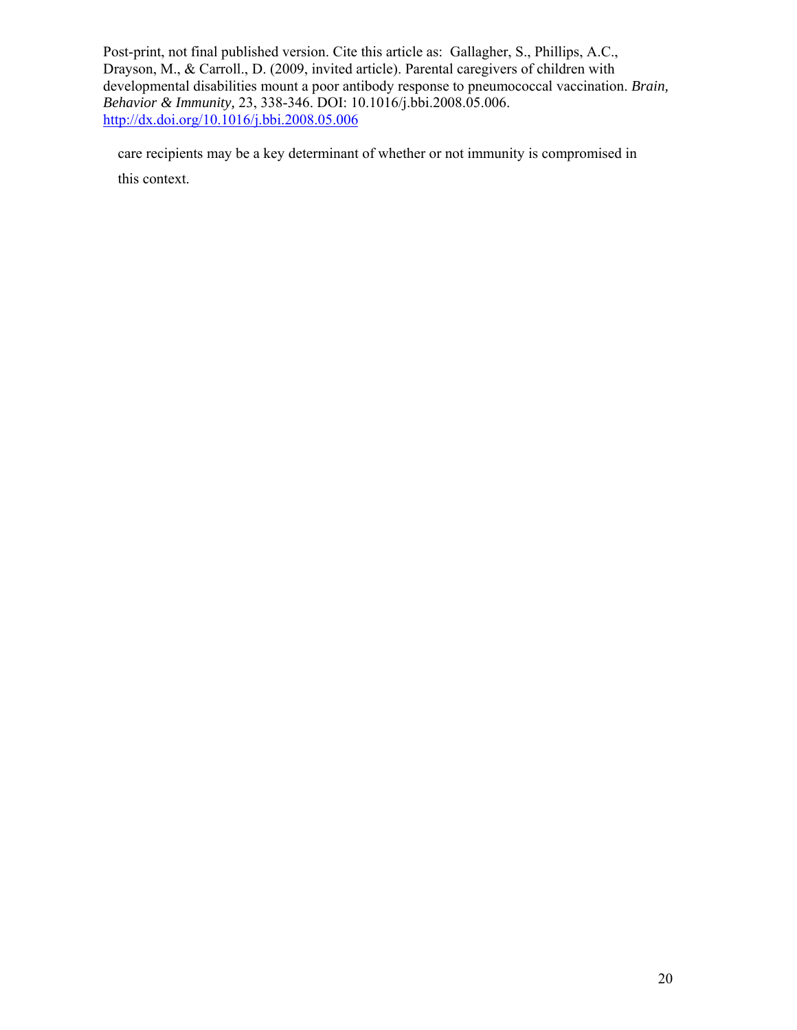care recipients may be a key determinant of whether or not immunity is compromised in this context.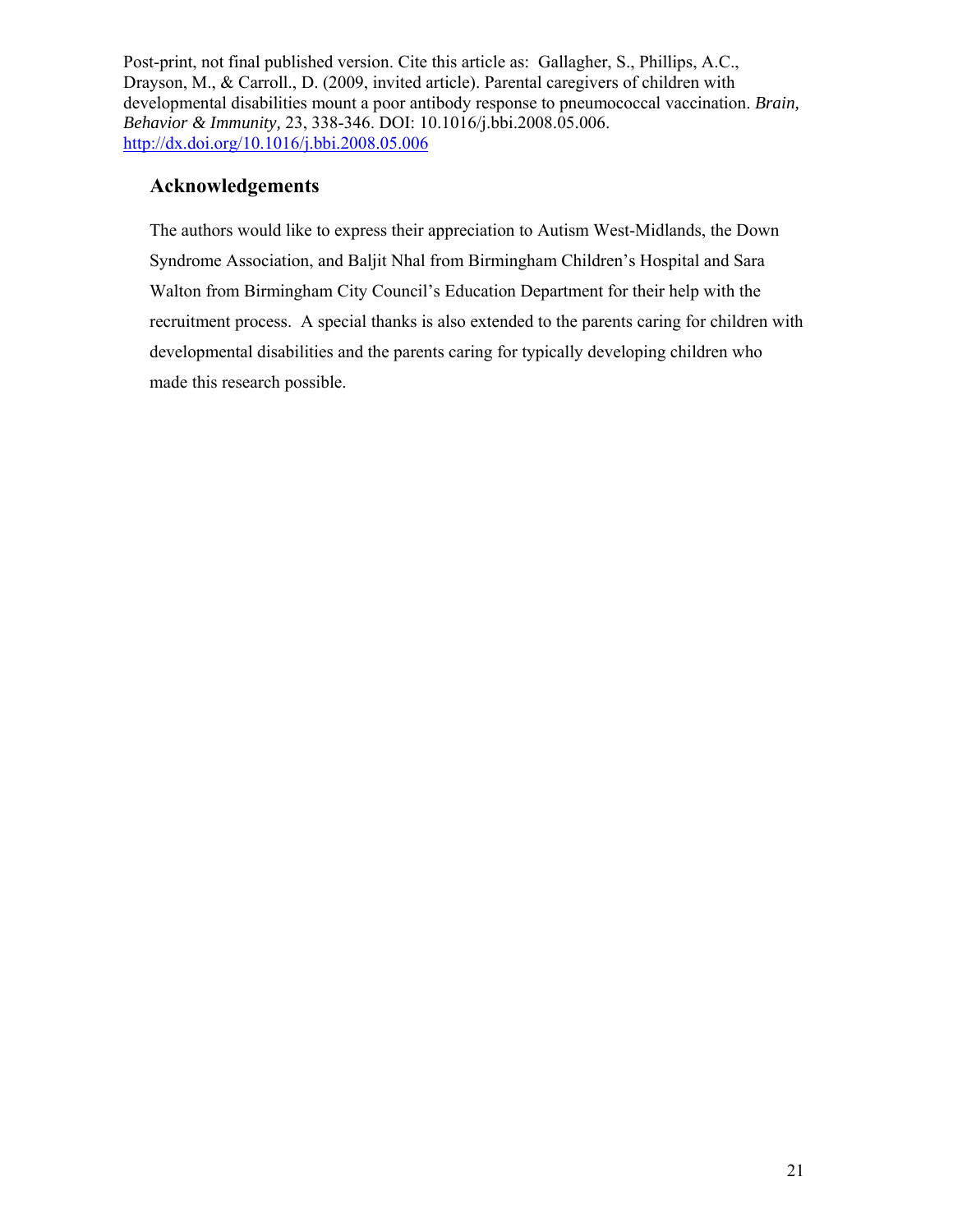Post-print, not final published version. Cite this article as: Gallagher, S., Phillips, A.C., Drayson, M., & Carroll., D. (2009, invited article). Parental caregivers of children with developmental disabilities mount a poor antibody response to pneumococcal vaccination. *Brain, Behavior & Immunity*, 23, 338-346. DOI: 10.1016/j.bbi.2008.05.006. http://dx.doi.org/10.1016/j.bbi.2008.05.006

## Acknowledgements

The authors would like to express their appreciation to Autism West-Midlands, the Down Syndrome Association, and Baljit Nhal from Birmingham Children's Hospital and Sara Walton from Birmingham City Council's Education Department for their help with the recruitment process. A special thanks is also extended to the parents caring for children with developmental disabilities and the parents caring for typically developing children who made this research possible.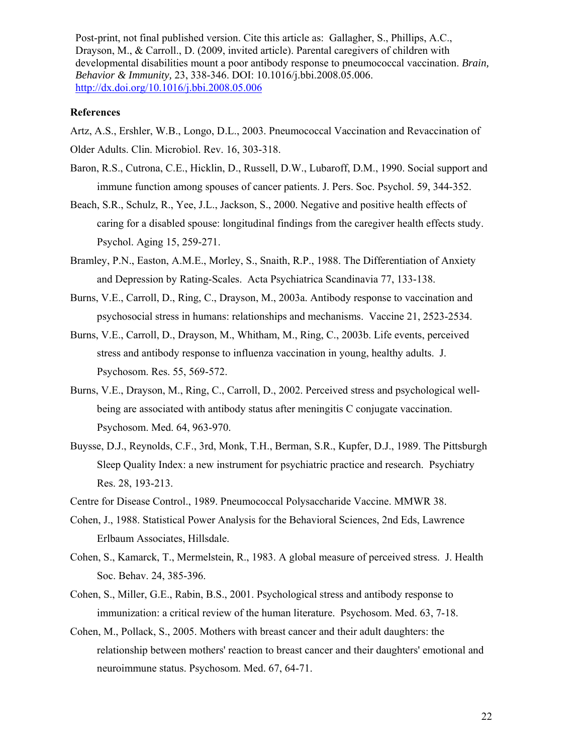Post-print, not final published version. Cite this article as: Gallagher, S., Phillips, A.C., Drayson, M., & Carroll., D. (2009, invited article). Parental caregivers of children with developmental disabilities mount a poor antibody response to pneumococcal vaccination. *Brain, Behavior & Immunity,* 23, 338-346. DOI: 10.1016/j.bbi.2008.05.006. http://dx.doi.org/10.1016/j.bbi.2008.05.006

### References

Artz, A.S., Ershler, W.B., Longo, D.L., 2003. Pneumococcal Vaccination and Revaccination of Older Adults. Clin. Microbiol. Rev. 16, 303-318.

Baron, R.S., Cutrona, C.E., Hicklin, D., Russell, D.W., Lubaroff, D.M., 1990. Social support and immune function among spouses of cancer patients. J. Pers. Soc. Psychol. 59, 344-352.

Beach, S.R., Schulz, R., Yee, J.L., Jackson, S., 2000. Negative and positive health effects of caring for a disabled spouse: longitudinal findings from the caregiver health effects study. Psychol. Aging 15, 259-271.

Bramley, P.N., Easton, A.M.E., Morley, S., Snaith, R.P., 1988. The Differentiation of Anxiety and Depression by Rating-Scales. Acta Psychiatrica Scandinavia 77, 133-138.

Burns, V.E., Carroll, D., Ring, C., Drayson, M., 2003a. Antibody response to vaccination and psychosocial stress in humans: relationships and mechanisms. Vaccine 21, 2523-2534.

Burns, V.E., Carroll, D., Drayson, M., Whitham, M., Ring, C., 2003b. Life events, perceived stress and antibody response to influenza vaccination in young, healthy adults. J. Psychosom. Res. 55, 569-572.

Burns, V.E., Drayson, M., Ring, C., Carroll, D., 2002. Perceived stress and psychological well-being are associated with antibody status after meningitis C conjugate vaccination. Psychosom. Med. 64, 963-970.

Buysse, D.J., Reynolds, C.F., 3rd, Monk, T.H., Berman, S.R., Kupfer, D.J., 1989. The Pittsburgh Sleep Quality Index: a new instrument for psychiatric practice and research. Psychiatry Res. 28, 193-213.

Centre for Disease Control., 1989. Pneumococcal Polysaccharide Vaccine. MMWR 38.

Cohen, J., 1988. Statistical Power Analysis for the Behavioral Sciences, 2nd Eds, Lawrence Erlbaum Associates, Hillsdale.

Cohen, S., Kamarck, T., Mermelstein, R., 1983. A global measure of perceived stress. J. Health Soc. Behav. 24, 385-396.

Cohen, S., Miller, G.E., Rabin, B.S., 2001. Psychological stress and antibody response to immunization: a critical review of the human literature. Psychosom. Med. 63, 7-18.

Cohen, M., Pollack, S., 2005. Mothers with breast cancer and their adult daughters: the relationship between mothers' reaction to breast cancer and their daughters' emotional and neuroimmune status. Psychosom. Med. 67, 64-71.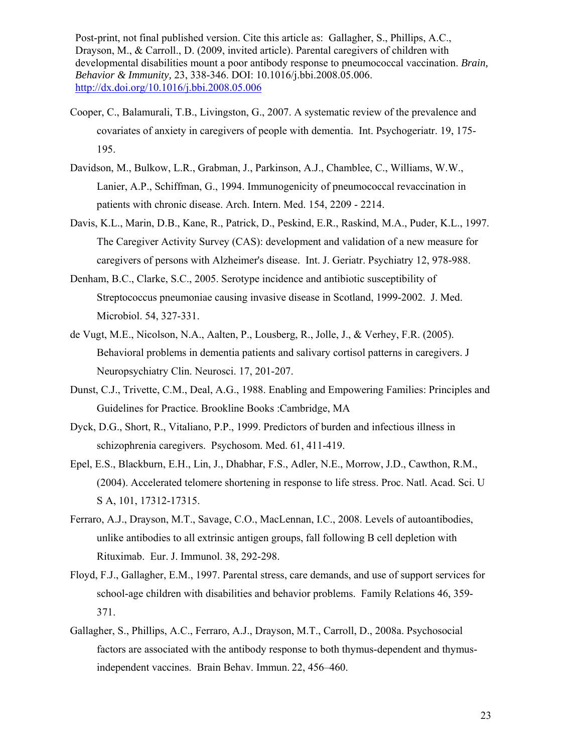Post-print, not final published version. Cite this article as: Gallagher, S., Phillips, A.C., Drayson, M., & Carroll., D. (2009, invited article). Parental caregivers of children with developmental disabilities mount a poor antibody response to pneumococcal vaccination. *Brain, Behavior & Immunity,* 23, 338-346. DOI: 10.1016/j.bbi.2008.05.006. http://dx.doi.org/10.1016/j.bbi.2008.05.006

Cooper, C., Balamurali, T.B., Livingston, G., 2007. A systematic review of the prevalence and covariates of anxiety in caregivers of people with dementia. Int. Psychogeriatr. 19, 175-195.

Davidson, M., Bulkow, L.R., Grabman, J., Parkinson, A.J., Chamblee, C., Williams, W.W., Lanier, A.P., Schiffman, G., 1994. Immunogenicity of pneumococcal revaccination in patients with chronic disease. Arch. Intern. Med. 154, 2209 - 2214.

Davis, K.L., Marin, D.B., Kane, R., Patrick, D., Peskind, E.R., Raskind, M.A., Puder, K.L., 1997. The Caregiver Activity Survey (CAS): development and validation of a new measure for caregivers of persons with Alzheimer's disease. Int. J. Geriatr. Psychiatry 12, 978-988.

Denham, B.C., Clarke, S.C., 2005. Serotype incidence and antibiotic susceptibility of Streptococcus pneumoniae causing invasive disease in Scotland, 1999-2002. J. Med. Microbiol. 54, 327-331.

de Vugt, M.E., Nicolson, N.A., Aalten, P., Lousberg, R., Jolle, J., & Verhey, F.R. (2005). Behavioral problems in dementia patients and salivary cortisol patterns in caregivers. J Neuropsychiatry Clin. Neurosci. 17, 201-207.

Dunst, C.J., Trivette, C.M., Deal, A.G., 1988. Enabling and Empowering Families: Principles and Guidelines for Practice. Brookline Books :Cambridge, MA

Dyck, D.G., Short, R., Vitaliano, P.P., 1999. Predictors of burden and infectious illness in schizophrenia caregivers. Psychosom. Med. 61, 411-419.

Epel, E.S., Blackburn, E.H., Lin, J., Dhabhar, F.S., Adler, N.E., Morrow, J.D., Cawthon, R.M., (2004). Accelerated telomere shortening in response to life stress. Proc. Natl. Acad. Sci. U S A, 101, 17312-17315.

Ferraro, A.J., Drayson, M.T., Savage, C.O., MacLennan, I.C., 2008. Levels of autoantibodies, unlike antibodies to all extrinsic antigen groups, fall following B cell depletion with Rituximab. Eur. J. Immunol. 38, 292-298.

Floyd, F.J., Gallagher, E.M., 1997. Parental stress, care demands, and use of support services for school-age children with disabilities and behavior problems. Family Relations 46, 359-371.

Gallagher, S., Phillips, A.C., Ferraro, A.J., Drayson, M.T., Carroll, D., 2008a. Psychosocial factors are associated with the antibody response to both thymus-dependent and thymus-independent vaccines. Brain Behav. Immun. 22, 456–460.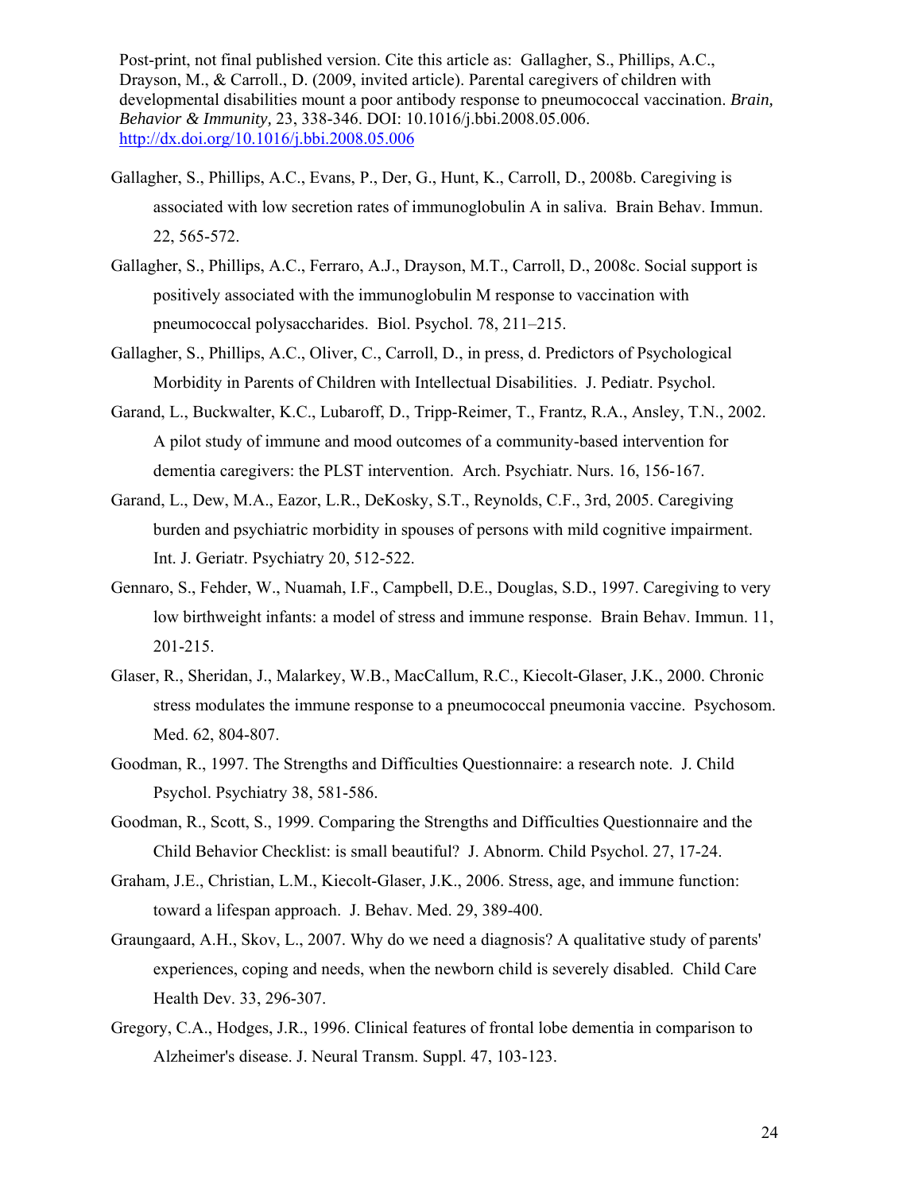Post-print, not final published version. Cite this article as: Gallagher, S., Phillips, A.C., Drayson, M., & Carroll., D. (2009, invited article). Parental caregivers of children with developmental disabilities mount a poor antibody response to pneumococcal vaccination. *Brain, Behavior & Immunity,* 23, 338-346. DOI: 10.1016/j.bbi.2008.05.006. http://dx.doi.org/10.1016/j.bbi.2008.05.006

Gallagher, S., Phillips, A.C., Evans, P., Der, G., Hunt, K., Carroll, D., 2008b. Caregiving is associated with low secretion rates of immunoglobulin A in saliva. Brain Behav. Immun. 22, 565-572.

Gallagher, S., Phillips, A.C., Ferraro, A.J., Drayson, M.T., Carroll, D., 2008c. Social support is positively associated with the immunoglobulin M response to vaccination with pneumococcal polysaccharides. Biol. Psychol. 78, 211–215.

Gallagher, S., Phillips, A.C., Oliver, C., Carroll, D., in press, d. Predictors of Psychological Morbidity in Parents of Children with Intellectual Disabilities. J. Pediatr. Psychol.

Garand, L., Buckwalter, K.C., Lubaroff, D., Tripp-Reimer, T., Frantz, R.A., Ansley, T.N., 2002. A pilot study of immune and mood outcomes of a community-based intervention for dementia caregivers: the PLST intervention. Arch. Psychiatr. Nurs. 16, 156-167.

Garand, L., Dew, M.A., Eazor, L.R., DeKosky, S.T., Reynolds, C.F., 3rd, 2005. Caregiving burden and psychiatric morbidity in spouses of persons with mild cognitive impairment. Int. J. Geriatr. Psychiatry 20, 512-522.

Gennaro, S., Fehder, W., Nuamah, I.F., Campbell, D.E., Douglas, S.D., 1997. Caregiving to very low birthweight infants: a model of stress and immune response. Brain Behav. Immun. 11, 201-215.

Glaser, R., Sheridan, J., Malarkey, W.B., MacCallum, R.C., Kiecolt-Glaser, J.K., 2000. Chronic stress modulates the immune response to a pneumococcal pneumonia vaccine. Psychosom. Med. 62, 804-807.

Goodman, R., 1997. The Strengths and Difficulties Questionnaire: a research note. J. Child Psychol. Psychiatry 38, 581-586.

Goodman, R., Scott, S., 1999. Comparing the Strengths and Difficulties Questionnaire and the Child Behavior Checklist: is small beautiful? J. Abnorm. Child Psychol. 27, 17-24.

Graham, J.E., Christian, L.M., Kiecolt-Glaser, J.K., 2006. Stress, age, and immune function: toward a lifespan approach. J. Behav. Med. 29, 389-400.

Graungaard, A.H., Skov, L., 2007. Why do we need a diagnosis? A qualitative study of parents' experiences, coping and needs, when the newborn child is severely disabled. Child Care Health Dev. 33, 296-307.

Gregory, C.A., Hodges, J.R., 1996. Clinical features of frontal lobe dementia in comparison to Alzheimer's disease. J. Neural Transm. Suppl. 47, 103-123.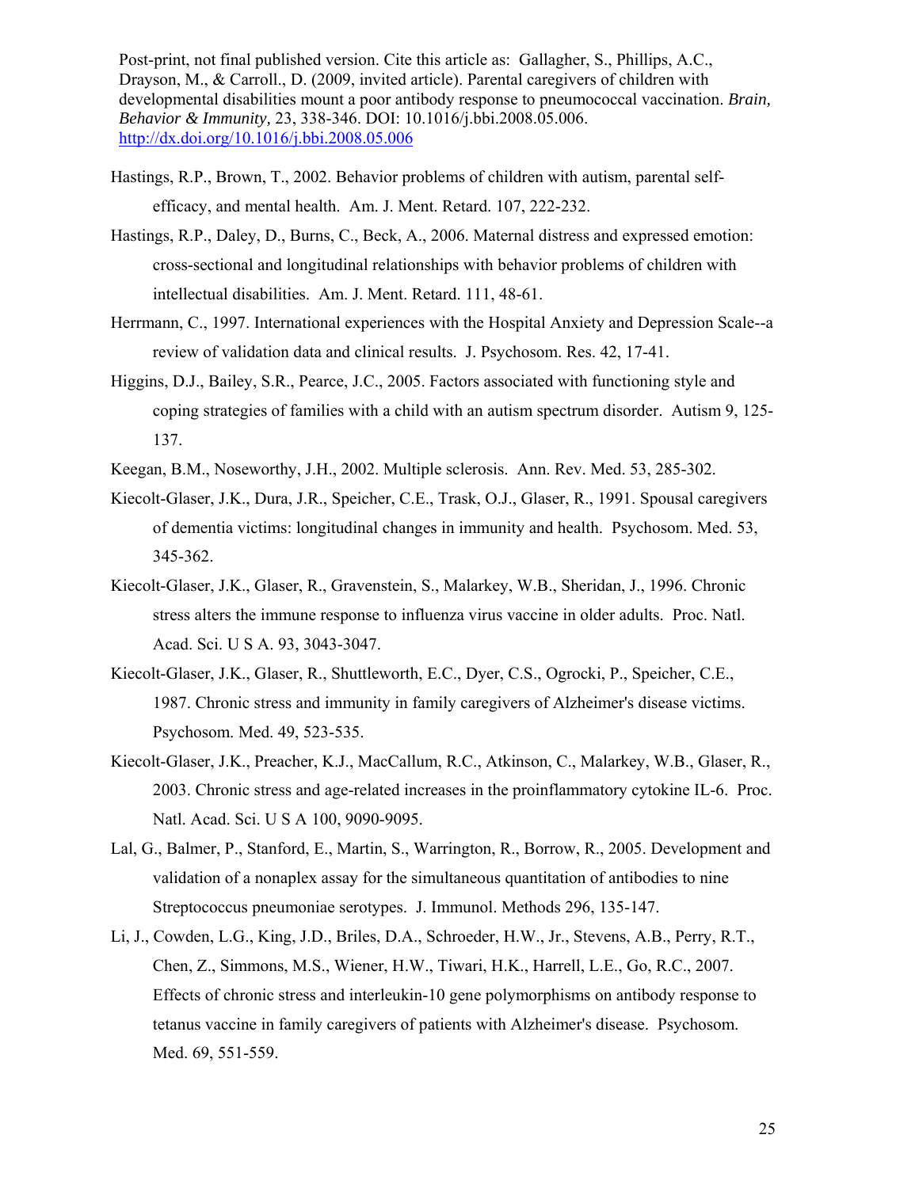Hastings, R.P., Brown, T., 2002. Behavior problems of children with autism, parental self-efficacy, and mental health. Am. J. Ment. Retard. 107, 222-232.

Hastings, R.P., Daley, D., Burns, C., Beck, A., 2006. Maternal distress and expressed emotion: cross-sectional and longitudinal relationships with behavior problems of children with intellectual disabilities. Am. J. Ment. Retard. 111, 48-61.

Herrmann, C., 1997. International experiences with the Hospital Anxiety and Depression Scale--a review of validation data and clinical results. J. Psychosom. Res. 42, 17-41.

Higgins, D.J., Bailey, S.R., Pearce, J.C., 2005. Factors associated with functioning style and coping strategies of families with a child with an autism spectrum disorder. Autism 9, 125-137.

Keegan, B.M., Noseworthy, J.H., 2002. Multiple sclerosis. Ann. Rev. Med. 53, 285-302.

Kiecolt-Glaser, J.K., Dura, J.R., Speicher, C.E., Trask, O.J., Glaser, R., 1991. Spousal caregivers of dementia victims: longitudinal changes in immunity and health. Psychosom. Med. 53, 345-362.

Kiecolt-Glaser, J.K., Glaser, R., Gravenstein, S., Malarkey, W.B., Sheridan, J., 1996. Chronic stress alters the immune response to influenza virus vaccine in older adults. Proc. Natl. Acad. Sci. U S A. 93, 3043-3047.

Kiecolt-Glaser, J.K., Glaser, R., Shuttleworth, E.C., Dyer, C.S., Ogrocki, P., Speicher, C.E., 1987. Chronic stress and immunity in family caregivers of Alzheimer's disease victims. Psychosom. Med. 49, 523-535.

Kiecolt-Glaser, J.K., Preacher, K.J., MacCallum, R.C., Atkinson, C., Malarkey, W.B., Glaser, R., 2003. Chronic stress and age-related increases in the proinflammatory cytokine IL-6. Proc. Natl. Acad. Sci. U S A 100, 9090-9095.

Lal, G., Balmer, P., Stanford, E., Martin, S., Warrington, R., Borrow, R., 2005. Development and validation of a nonaplex assay for the simultaneous quantitation of antibodies to nine Streptococcus pneumoniae serotypes. J. Immunol. Methods 296, 135-147.

Li, J., Cowden, L.G., King, J.D., Briles, D.A., Schroeder, H.W., Jr., Stevens, A.B., Perry, R.T., Chen, Z., Simmons, M.S., Wiener, H.W., Tiwari, H.K., Harrell, L.E., Go, R.C., 2007. Effects of chronic stress and interleukin-10 gene polymorphisms on antibody response to tetanus vaccine in family caregivers of patients with Alzheimer's disease. Psychosom. Med. 69, 551-559.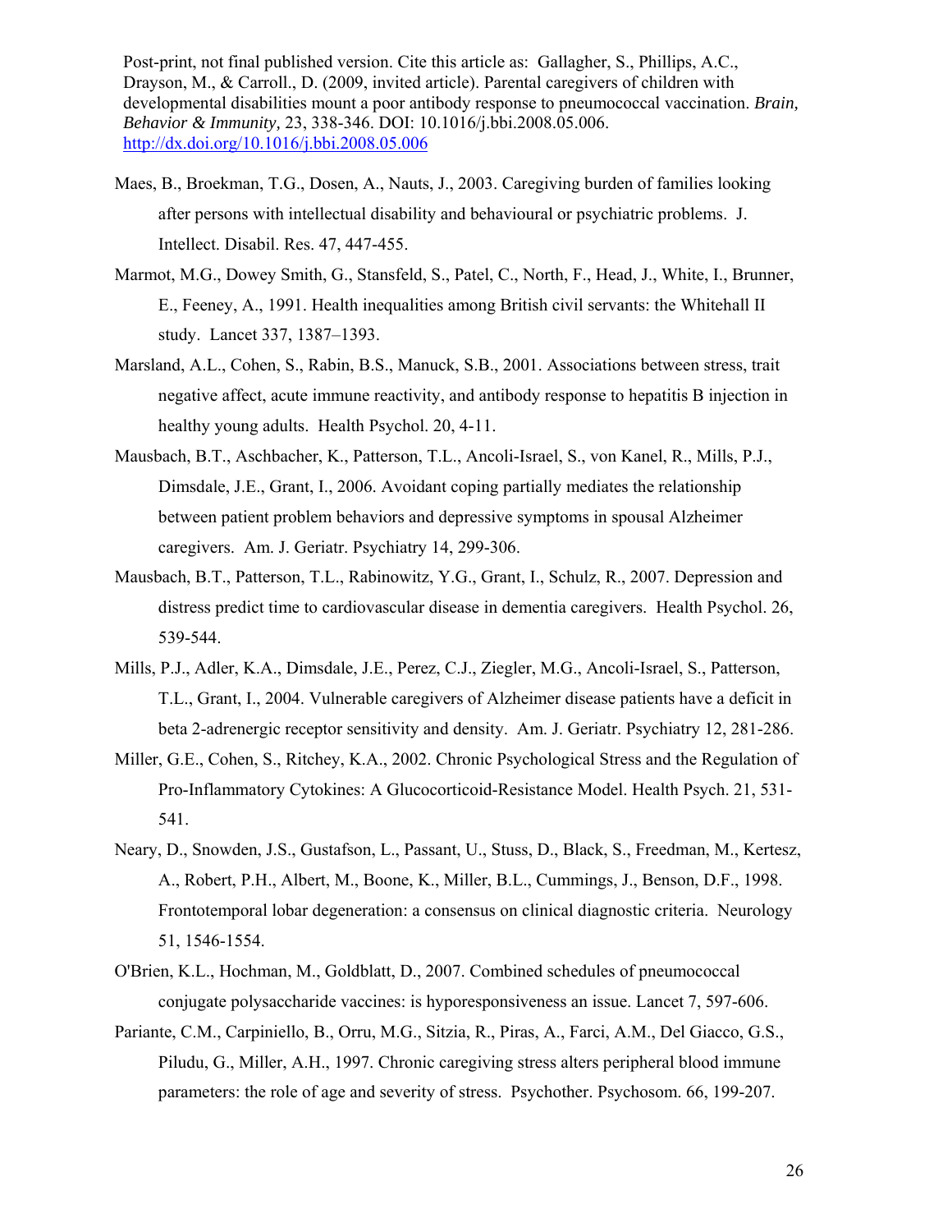Post-print, not final published version. Cite this article as: Gallagher, S., Phillips, A.C., Drayson, M., & Carroll., D. (2009, invited article). Parental caregivers of children with developmental disabilities mount a poor antibody response to pneumococcal vaccination. *Brain, Behavior & Immunity,* 23, 338-346. DOI: 10.1016/j.bbi.2008.05.006. http://dx.doi.org/10.1016/j.bbi.2008.05.006

Maes, B., Broekman, T.G., Dosen, A., Nauts, J., 2003. Caregiving burden of families looking after persons with intellectual disability and behavioural or psychiatric problems. J. Intellect. Disabil. Res. 47, 447-455.

Marmot, M.G., Dowey Smith, G., Stansfeld, S., Patel, C., North, F., Head, J., White, I., Brunner, E., Feeney, A., 1991. Health inequalities among British civil servants: the Whitehall II study. Lancet 337, 1387–1393.

Marsland, A.L., Cohen, S., Rabin, B.S., Manuck, S.B., 2001. Associations between stress, trait negative affect, acute immune reactivity, and antibody response to hepatitis B injection in healthy young adults. Health Psychol. 20, 4-11.

Mausbach, B.T., Aschbacher, K., Patterson, T.L., Ancoli-Israel, S., von Kanel, R., Mills, P.J., Dimsdale, J.E., Grant, I., 2006. Avoidant coping partially mediates the relationship between patient problem behaviors and depressive symptoms in spousal Alzheimer caregivers. Am. J. Geriatr. Psychiatry 14, 299-306.

Mausbach, B.T., Patterson, T.L., Rabinowitz, Y.G., Grant, I., Schulz, R., 2007. Depression and distress predict time to cardiovascular disease in dementia caregivers. Health Psychol. 26, 539-544.

Mills, P.J., Adler, K.A., Dimsdale, J.E., Perez, C.J., Ziegler, M.G., Ancoli-Israel, S., Patterson, T.L., Grant, I., 2004. Vulnerable caregivers of Alzheimer disease patients have a deficit in beta 2-adrenergic receptor sensitivity and density. Am. J. Geriatr. Psychiatry 12, 281-286.

Miller, G.E., Cohen, S., Ritchey, K.A., 2002. Chronic Psychological Stress and the Regulation of Pro-Inflammatory Cytokines: A Glucocorticoid-Resistance Model. Health Psych. 21, 531-541.

Neary, D., Snowden, J.S., Gustafson, L., Passant, U., Stuss, D., Black, S., Freedman, M., Kertesz, A., Robert, P.H., Albert, M., Boone, K., Miller, B.L., Cummings, J., Benson, D.F., 1998. Frontotemporal lobar degeneration: a consensus on clinical diagnostic criteria. Neurology 51, 1546-1554.

O'Brien, K.L., Hochman, M., Goldblatt, D., 2007. Combined schedules of pneumococcal conjugate polysaccharide vaccines: is hyporesponsiveness an issue. Lancet 7, 597-606.

Pariante, C.M., Carpiniello, B., Orru, M.G., Sitzia, R., Piras, A., Farci, A.M., Del Giacco, G.S., Piludu, G., Miller, A.H., 1997. Chronic caregiving stress alters peripheral blood immune parameters: the role of age and severity of stress. Psychother. Psychosom. 66, 199-207.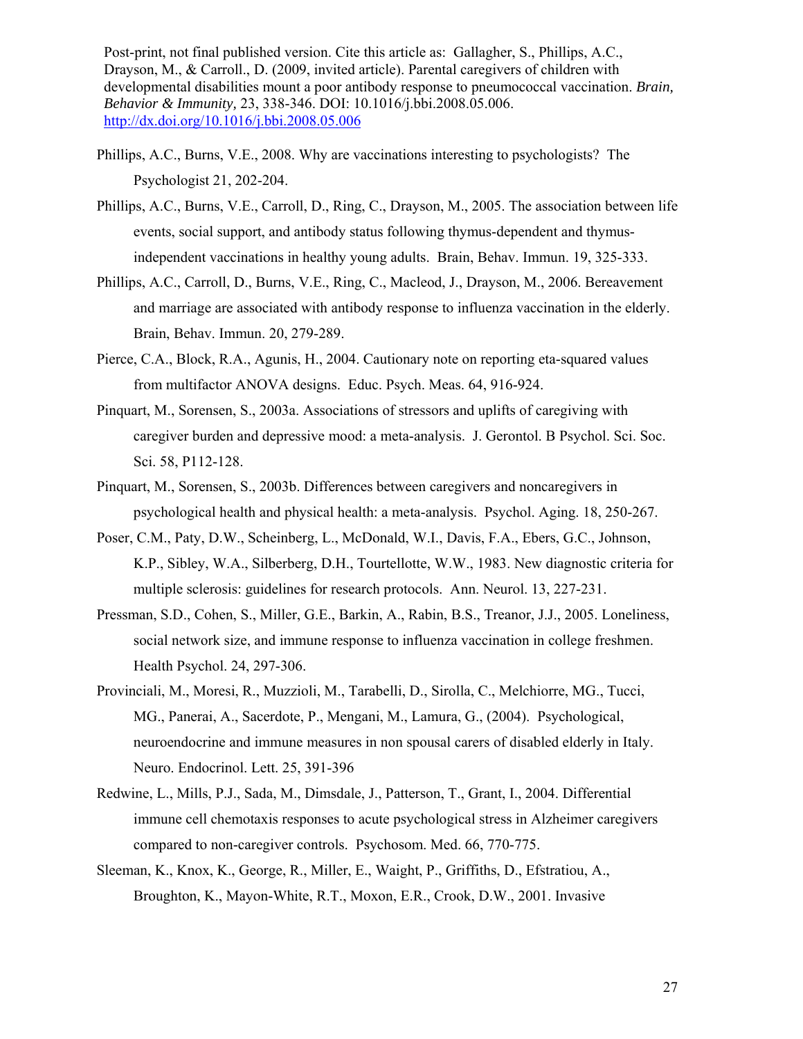Phillips, A.C., Burns, V.E., 2008. Why are vaccinations interesting to psychologists? The Psychologist 21, 202-204.

Phillips, A.C., Burns, V.E., Carroll, D., Ring, C., Drayson, M., 2005. The association between life events, social support, and antibody status following thymus-dependent and thymus-independent vaccinations in healthy young adults. Brain, Behav. Immun. 19, 325-333.

Phillips, A.C., Carroll, D., Burns, V.E., Ring, C., Macleod, J., Drayson, M., 2006. Bereavement and marriage are associated with antibody response to influenza vaccination in the elderly. Brain, Behav. Immun. 20, 279-289.

Pierce, C.A., Block, R.A., Agunis, H., 2004. Cautionary note on reporting eta-squared values from multifactor ANOVA designs. Educ. Psych. Meas. 64, 916-924.

Pinquart, M., Sorensen, S., 2003a. Associations of stressors and uplifts of caregiving with caregiver burden and depressive mood: a meta-analysis. J. Gerontol. B Psychol. Sci. Soc. Sci. 58, P112-128.

Pinquart, M., Sorensen, S., 2003b. Differences between caregivers and noncaregivers in psychological health and physical health: a meta-analysis. Psychol. Aging. 18, 250-267.

Poser, C.M., Paty, D.W., Scheinberg, L., McDonald, W.I., Davis, F.A., Ebers, G.C., Johnson, K.P., Sibley, W.A., Silberberg, D.H., Tourtellotte, W.W., 1983. New diagnostic criteria for multiple sclerosis: guidelines for research protocols. Ann. Neurol. 13, 227-231.

Pressman, S.D., Cohen, S., Miller, G.E., Barkin, A., Rabin, B.S., Treanor, J.J., 2005. Loneliness, social network size, and immune response to influenza vaccination in college freshmen. Health Psychol. 24, 297-306.

Provinciali, M., Moresi, R., Muzzioli, M., Tarabelli, D., Sirolla, C., Melchiorre, MG., Tucci, MG., Panerai, A., Sacerdote, P., Mengani, M., Lamura, G., (2004). Psychological, neuroendocrine and immune measures in non spousal carers of disabled elderly in Italy. Neuro. Endocrinol. Lett. 25, 391-396

Redwine, L., Mills, P.J., Sada, M., Dimsdale, J., Patterson, T., Grant, I., 2004. Differential immune cell chemotaxis responses to acute psychological stress in Alzheimer caregivers compared to non-caregiver controls. Psychosom. Med. 66, 770-775.

Sleeman, K., Knox, K., George, R., Miller, E., Waight, P., Griffiths, D., Efstratiou, A., Broughton, K., Mayon-White, R.T., Moxon, E.R., Crook, D.W., 2001. Invasive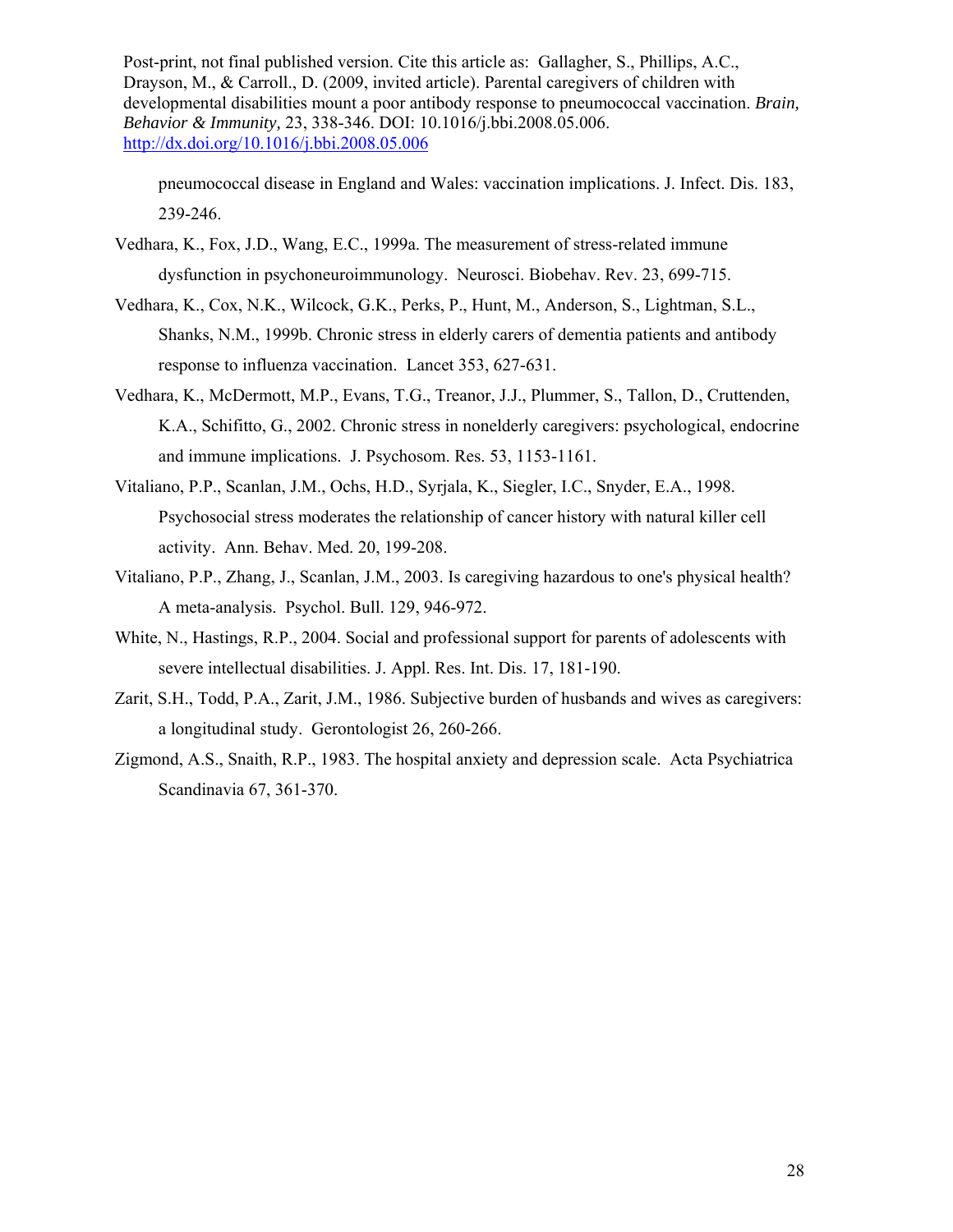pneumococcal disease in England and Wales: vaccination implications. J. Infect. Dis. 183, 239-246.

Vedhara, K., Fox, J.D., Wang, E.C., 1999a. The measurement of stress-related immune dysfunction in psychoneuroimmunology. Neurosci. Biobehav. Rev. 23, 699-715.

Vedhara, K., Cox, N.K., Wilcock, G.K., Perks, P., Hunt, M., Anderson, S., Lightman, S.L., Shanks, N.M., 1999b. Chronic stress in elderly carers of dementia patients and antibody response to influenza vaccination. Lancet 353, 627-631.

Vedhara, K., McDermott, M.P., Evans, T.G., Treanor, J.J., Plummer, S., Tallon, D., Cruttenden, K.A., Schifitto, G., 2002. Chronic stress in nonelderly caregivers: psychological, endocrine and immune implications. J. Psychosom. Res. 53, 1153-1161.

Vitaliano, P.P., Scanlan, J.M., Ochs, H.D., Syrjala, K., Siegler, I.C., Snyder, E.A., 1998. Psychosocial stress moderates the relationship of cancer history with natural killer cell activity. Ann. Behav. Med. 20, 199-208.

Vitaliano, P.P., Zhang, J., Scanlan, J.M., 2003. Is caregiving hazardous to one's physical health? A meta-analysis. Psychol. Bull. 129, 946-972.

White, N., Hastings, R.P., 2004. Social and professional support for parents of adolescents with severe intellectual disabilities. J. Appl. Res. Int. Dis. 17, 181-190.

Zarit, S.H., Todd, P.A., Zarit, J.M., 1986. Subjective burden of husbands and wives as caregivers: a longitudinal study. Gerontologist 26, 260-266.

Zigmond, A.S., Snaith, R.P., 1983. The hospital anxiety and depression scale. Acta Psychiatrica Scandinavia 67, 361-370.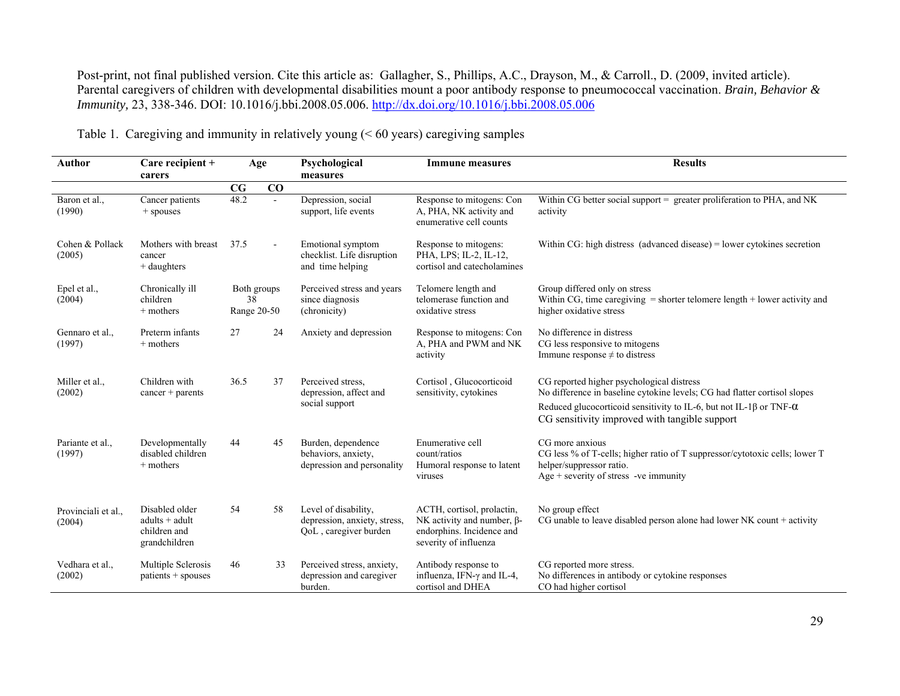Post-print, not final published version. Cite this article as: Gallagher, S., Phillips, A.C., Drayson, M., & Carroll., D. (2009, invited article). Parental caregivers of children with developmental disabilities mount a poor antibody response to pneumococcal vaccination. *Brain, Behavior & Immunity,* 23, 338-346. DOI: 10.1016/j.bbi.2008.05.006. http://dx.doi.org/10.1016/j.bbi.2008.05.006

Table 1. Caregiving and immunity in relatively young (< 60 years) caregiving samples

| Author | Care recipient + carers | Age | | Psychological measures | Immune measures | Results |
|---|---|---|---|---|---|---|
| | | **CG** | **CO** | | | |
| Baron et al., (1990) | Cancer patients + spouses | 48.2 | - | Depression, social support, life events | Response to mitogens: Con A, PHA, NK activity and enumerative cell counts | Within CG better social support = greater proliferation to PHA, and NK activity |
| Cohen & Pollack (2005) | Mothers with breast cancer + daughters | 37.5 | - | Emotional symptom checklist. Life disruption and time helping | Response to mitogens: PHA, LPS; IL-2, IL-12, cortisol and catecholamines | Within CG: high distress (advanced disease) = lower cytokines secretion |
| Epel et al., (2004) | Chronically ill children + mothers | Both groups 38 Range 20-50 | | Perceived stress and years since diagnosis (chronicity) | Telomere length and telomerase function and oxidative stress | Group differed only on stress<br>Within CG, time caregiving = shorter telomere length + lower activity and higher oxidative stress |
| Gennaro et al., (1997) | Preterm infants + mothers | 27 | 24 | Anxiety and depression | Response to mitogens: Con A, PHA and PWM and NK activity | No difference in distress<br>CG less responsive to mitogens<br>Immune response ≠ to distress |
| Miller et al., (2002) | Children with cancer + parents | 36.5 | 37 | Perceived stress, depression, affect and social support | Cortisol , Glucocorticoid sensitivity, cytokines | CG reported higher psychological distress<br>No difference in baseline cytokine levels; CG had flatter cortisol slopes<br>Reduced glucocorticoid sensitivity to IL-6, but not IL-1β or TNF-α<br>CG sensitivity improved with tangible support |
| Pariante et al., (1997) | Developmentally disabled children + mothers | 44 | 45 | Burden, dependence behaviors, anxiety, depression and personality | Enumerative cell count/ratios<br>Humoral response to latent viruses | CG more anxious<br>CG less % of T-cells; higher ratio of T suppressor/cytotoxic cells; lower T helper/suppressor ratio.<br>Age + severity of stress -ve immunity |
| Provinciali et al., (2004) | Disabled older adults + adult children and grandchildren | 54 | 58 | Level of disability, depression, anxiety, stress, QoL , caregiver burden | ACTH, cortisol, prolactin, NK activity and number, β-endorphins. Incidence and severity of influenza | No group effect<br>CG unable to leave disabled person alone had lower NK count + activity |
| Vedhara et al., (2002) | Multiple Sclerosis patients + spouses | 46 | 33 | Perceived stress, anxiety, depression and caregiver burden. | Antibody response to influenza, IFN-γ and IL-4, cortisol and DHEA | CG reported more stress.<br>No differences in antibody or cytokine responses<br>CO had higher cortisol |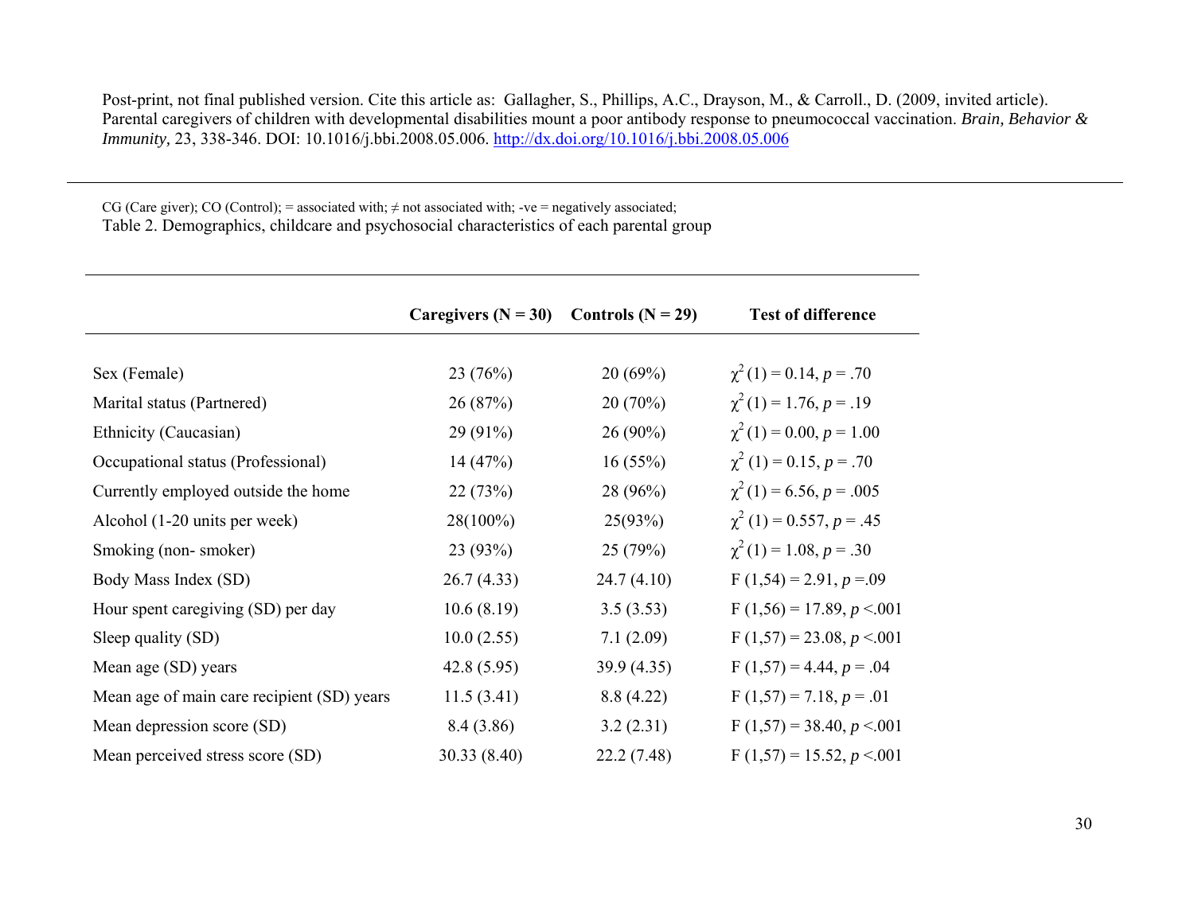Post-print, not final published version. Cite this article as: Gallagher, S., Phillips, A.C., Drayson, M., & Carroll., D. (2009, invited article). Parental caregivers of children with developmental disabilities mount a poor antibody response to pneumococcal vaccination. *Brain, Behavior & Immunity,* 23, 338-346. DOI: 10.1016/j.bbi.2008.05.006. http://dx.doi.org/10.1016/j.bbi.2008.05.006

---

CG (Care giver); CO (Control); = associated with; ≠ not associated with; -ve = negatively associated;

Table 2. Demographics, childcare and psychosocial characteristics of each parental group

| | Caregivers (N = 30) | Controls (N = 29) | Test of difference |
|---|---|---|---|
| Sex (Female) | 23 (76%) | 20 (69%) | $\chi^2$ (1) = 0.14, *p* = .70 |
| Marital status (Partnered) | 26 (87%) | 20 (70%) | $\chi^2$ (1) = 1.76, *p* = .19 |
| Ethnicity (Caucasian) | 29 (91%) | 26 (90%) | $\chi^2$ (1) = 0.00, *p* = 1.00 |
| Occupational status (Professional) | 14 (47%) | 16 (55%) | $\chi^2$ (1) = 0.15, *p* = .70 |
| Currently employed outside the home | 22 (73%) | 28 (96%) | $\chi^2$ (1) = 6.56, *p* = .005 |
| Alcohol (1-20 units per week) | 28(100%) | 25(93%) | $\chi^2$ (1) = 0.557, *p* = .45 |
| Smoking (non- smoker) | 23 (93%) | 25 (79%) | $\chi^2$ (1) = 1.08, *p* = .30 |
| Body Mass Index (SD) | 26.7 (4.33) | 24.7 (4.10) | F (1,54) = 2.91, *p* =.09 |
| Hour spent caregiving (SD) per day | 10.6 (8.19) | 3.5 (3.53) | F (1,56) = 17.89, *p* <.001 |
| Sleep quality (SD) | 10.0 (2.55) | 7.1 (2.09) | F (1,57) = 23.08, *p* <.001 |
| Mean age (SD) years | 42.8 (5.95) | 39.9 (4.35) | F (1,57) = 4.44, *p* = .04 |
| Mean age of main care recipient (SD) years | 11.5 (3.41) | 8.8 (4.22) | F (1,57) = 7.18, *p* = .01 |
| Mean depression score (SD) | 8.4 (3.86) | 3.2 (2.31) | F (1,57) = 38.40, *p* <.001 |
| Mean perceived stress score (SD) | 30.33 (8.40) | 22.2 (7.48) | F (1,57) = 15.52, *p* <.001 |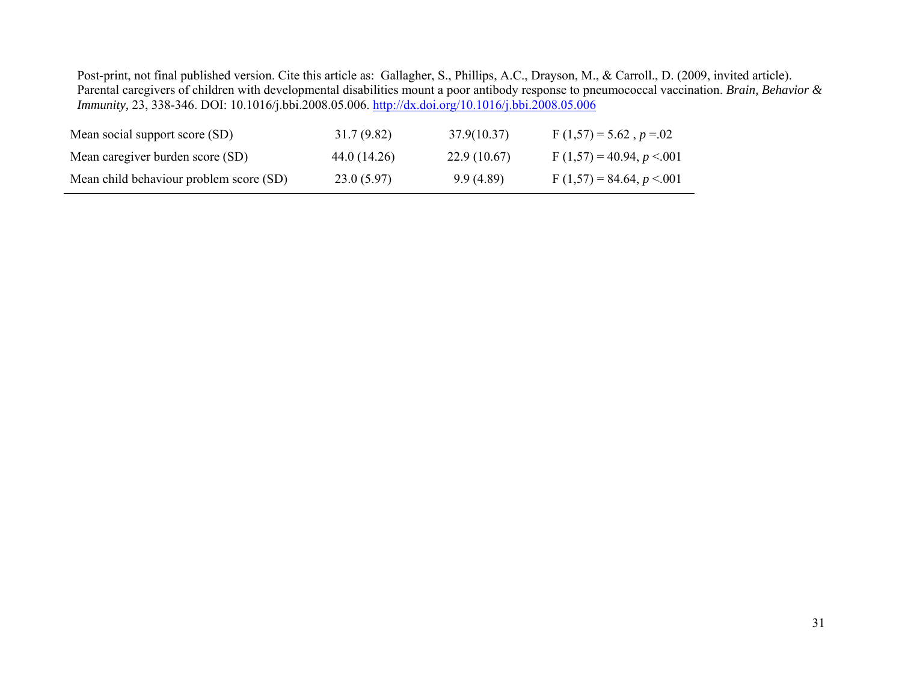Post-print, not final published version. Cite this article as: Gallagher, S., Phillips, A.C., Drayson, M., & Carroll., D. (2009, invited article). Parental caregivers of children with developmental disabilities mount a poor antibody response to pneumococcal vaccination. *Brain, Behavior & Immunity,* 23, 338-346. DOI: 10.1016/j.bbi.2008.05.006. http://dx.doi.org/10.1016/j.bbi.2008.05.006

| | | | |
|---|---|---|---|
| Mean social support score (SD) | 31.7 (9.82) | 37.9(10.37) | $F(1,57) = 5.62$, $p = .02$ |
| Mean caregiver burden score (SD) | 44.0 (14.26) | 22.9 (10.67) | $F(1,57) = 40.94$, $p < .001$ |
| Mean child behaviour problem score (SD) | 23.0 (5.97) | 9.9 (4.89) | $F(1,57) = 84.64$, $p < .001$ |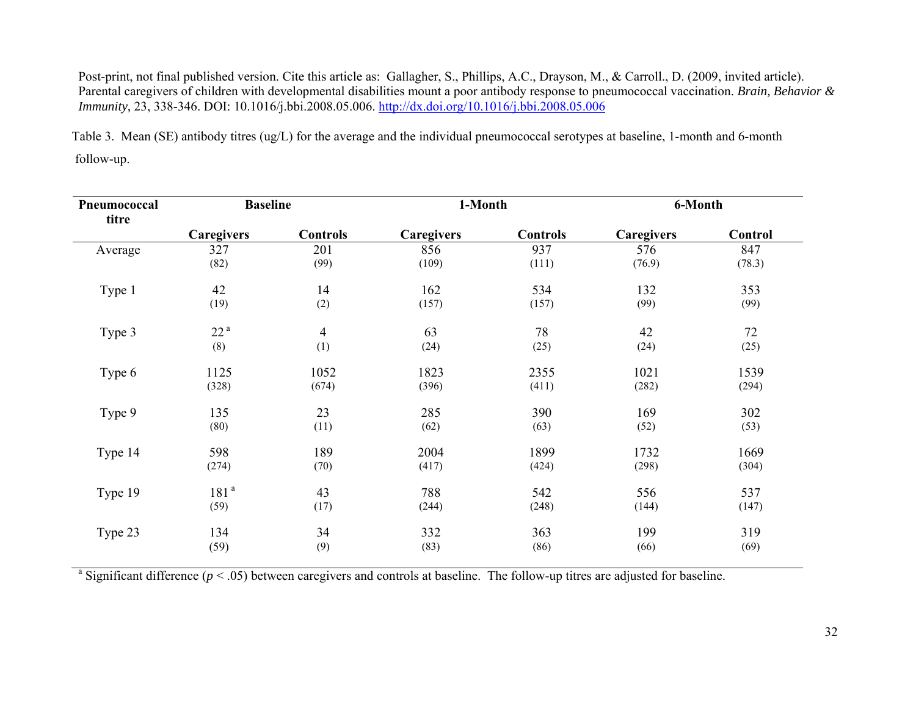Post-print, not final published version. Cite this article as: Gallagher, S., Phillips, A.C., Drayson, M., & Carroll., D. (2009, invited article). Parental caregivers of children with developmental disabilities mount a poor antibody response to pneumococcal vaccination. *Brain, Behavior & Immunity,* 23, 338-346. DOI: 10.1016/j.bbi.2008.05.006. http://dx.doi.org/10.1016/j.bbi.2008.05.006

Table 3. Mean (SE) antibody titres (ug/L) for the average and the individual pneumococcal serotypes at baseline, 1-month and 6-month follow-up.

| Pneumococcal titre | Baseline | | 1-Month | | 6-Month | |
|---|---|---|---|---|---|---|
| | **Caregivers** | **Controls** | **Caregivers** | **Controls** | **Caregivers** | **Control** |
| Average | 327 (82) | 201 (99) | 856 (109) | 937 (111) | 576 (76.9) | 847 (78.3) |
| Type 1 | 42 (19) | 14 (2) | 162 (157) | 534 (157) | 132 (99) | 353 (99) |
| Type 3 | 22 [a] (8) | 4 (1) | 63 (24) | 78 (25) | 42 (24) | 72 (25) |
| Type 6 | 1125 (328) | 1052 (674) | 1823 (396) | 2355 (411) | 1021 (282) | 1539 (294) |
| Type 9 | 135 (80) | 23 (11) | 285 (62) | 390 (63) | 169 (52) | 302 (53) |
| Type 14 | 598 (274) | 189 (70) | 2004 (417) | 1899 (424) | 1732 (298) | 1669 (304) |
| Type 19 | 181 [a] (59) | 43 (17) | 788 (244) | 542 (248) | 556 (144) | 537 (147) |
| Type 23 | 134 (59) | 34 (9) | 332 (83) | 363 (86) | 199 (66) | 319 (69) |

[a] Significant difference ($p < .05$) between caregivers and controls at baseline. The follow-up titres are adjusted for baseline.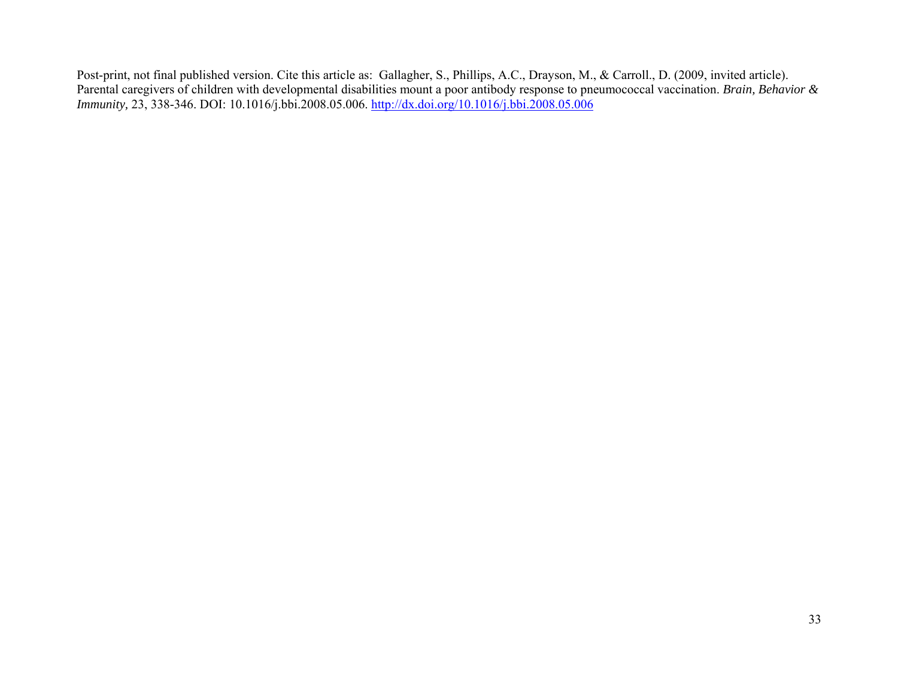Post-print, not final published version. Cite this article as: Gallagher, S., Phillips, A.C., Drayson, M., & Carroll., D. (2009, invited article). Parental caregivers of children with developmental disabilities mount a poor antibody response to pneumococcal vaccination. *Brain, Behavior & Immunity,* 23, 338-346. DOI: 10.1016/j.bbi.2008.05.006. http://dx.doi.org/10.1016/j.bbi.2008.05.006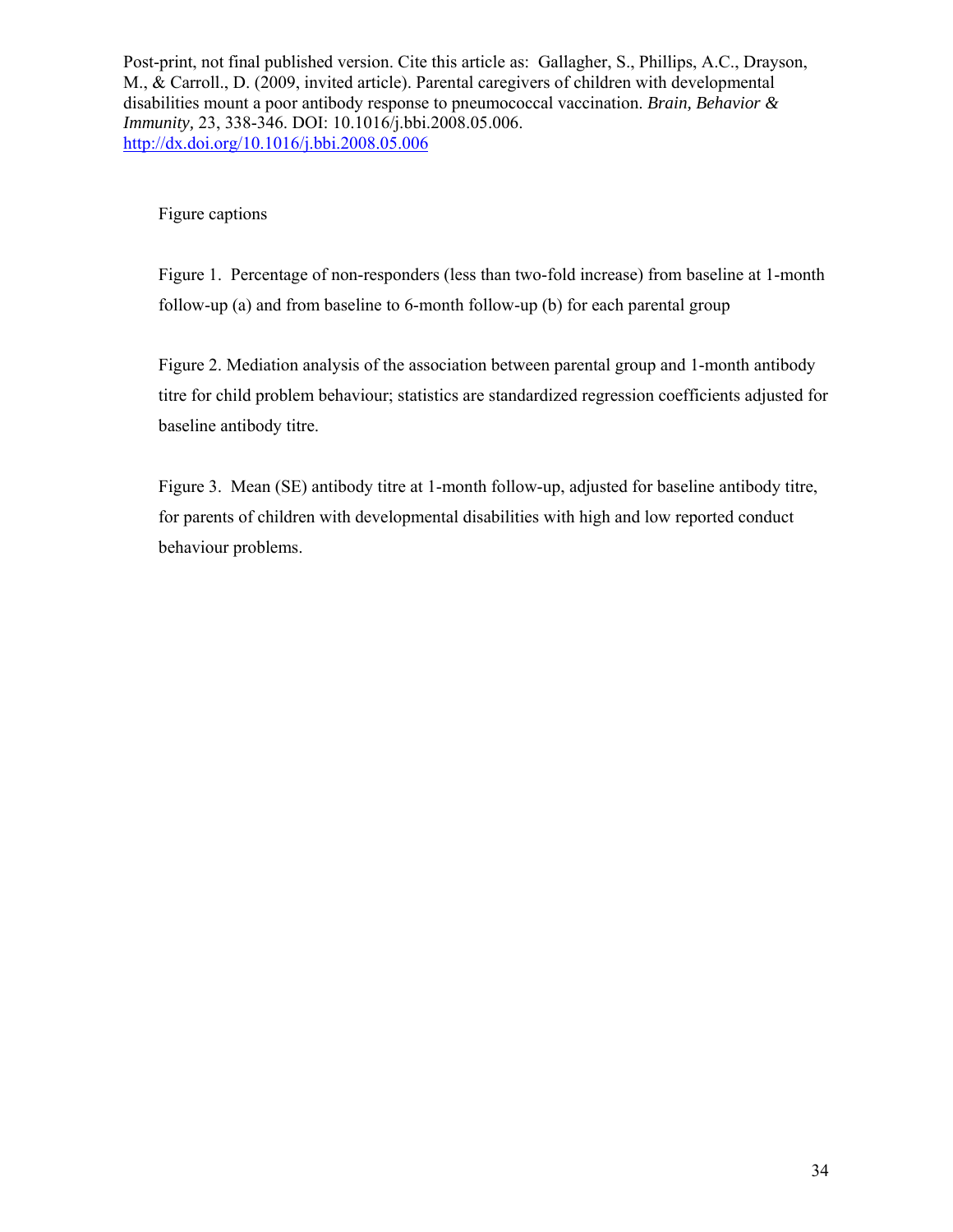Post-print, not final published version. Cite this article as: Gallagher, S., Phillips, A.C., Drayson, M., & Carroll., D. (2009, invited article). Parental caregivers of children with developmental disabilities mount a poor antibody response to pneumococcal vaccination. *Brain, Behavior & Immunity,* 23, 338-346. DOI: 10.1016/j.bbi.2008.05.006. http://dx.doi.org/10.1016/j.bbi.2008.05.006

Figure captions

Figure 1. Percentage of non-responders (less than two-fold increase) from baseline at 1-month follow-up (a) and from baseline to 6-month follow-up (b) for each parental group

Figure 2. Mediation analysis of the association between parental group and 1-month antibody titre for child problem behaviour; statistics are standardized regression coefficients adjusted for baseline antibody titre.

Figure 3. Mean (SE) antibody titre at 1-month follow-up, adjusted for baseline antibody titre, for parents of children with developmental disabilities with high and low reported conduct behaviour problems.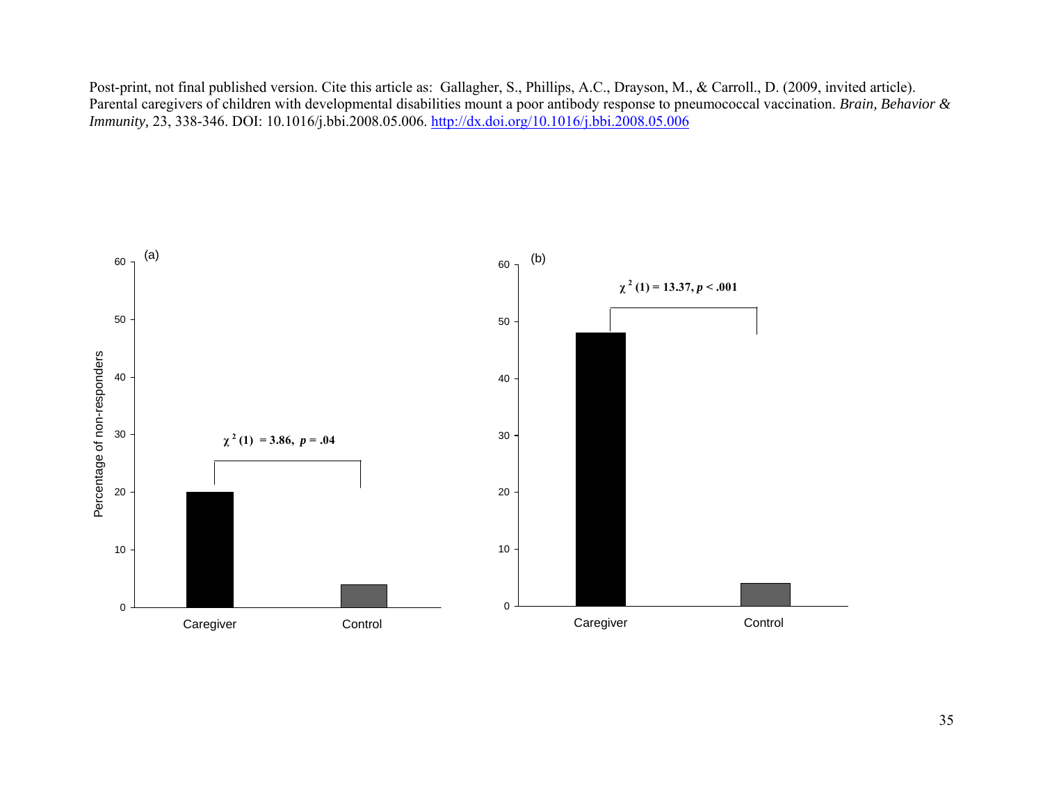(a)

$\chi^2(1) = 3.86$, $p = .04$

(b)

$\chi^2(1) = 13.37$, $p < .001$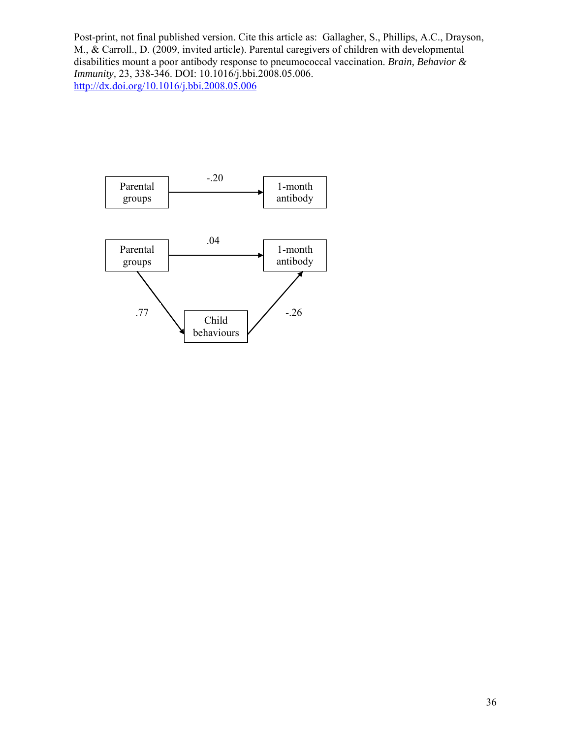Parental groups → 1-month antibody: -.20

Parental groups → 1-month antibody: .04

Parental groups → Child behaviours: .77

Child behaviours → 1-month antibody: -.26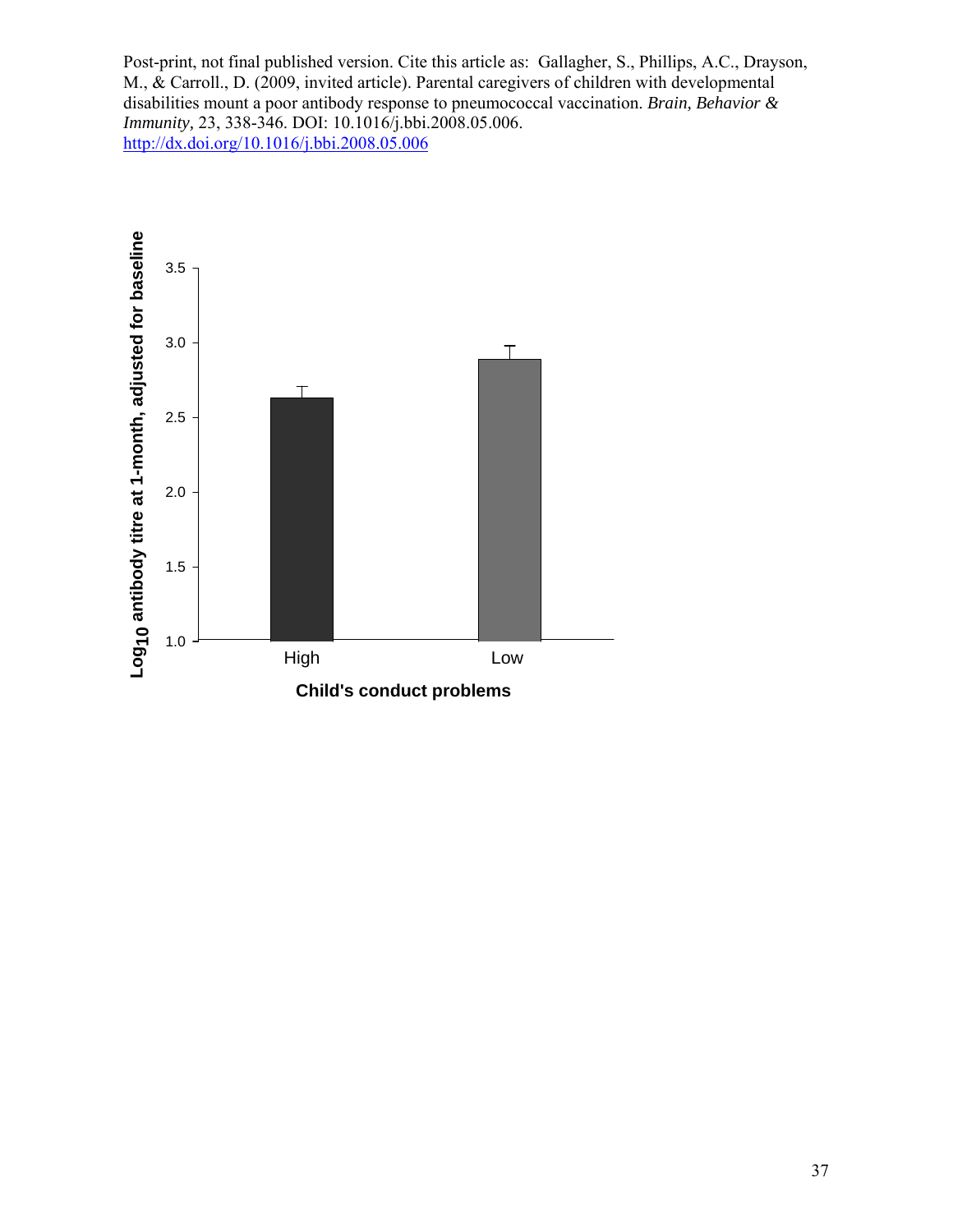Post-print, not final published version. Cite this article as: Gallagher, S., Phillips, A.C., Drayson, M., & Carroll., D. (2009, invited article). Parental caregivers of children with developmental disabilities mount a poor antibody response to pneumococcal vaccination. *Brain, Behavior & Immunity,* 23, 338-346. DOI: 10.1016/j.bbi.2008.05.006.
http://dx.doi.org/10.1016/j.bbi.2008.05.006

$Log_{10}$ antibody titre at 1-month, adjusted for baseline

3.5
3.0
2.5
2.0
1.5
1.0

High
Low

**Child's conduct problems**